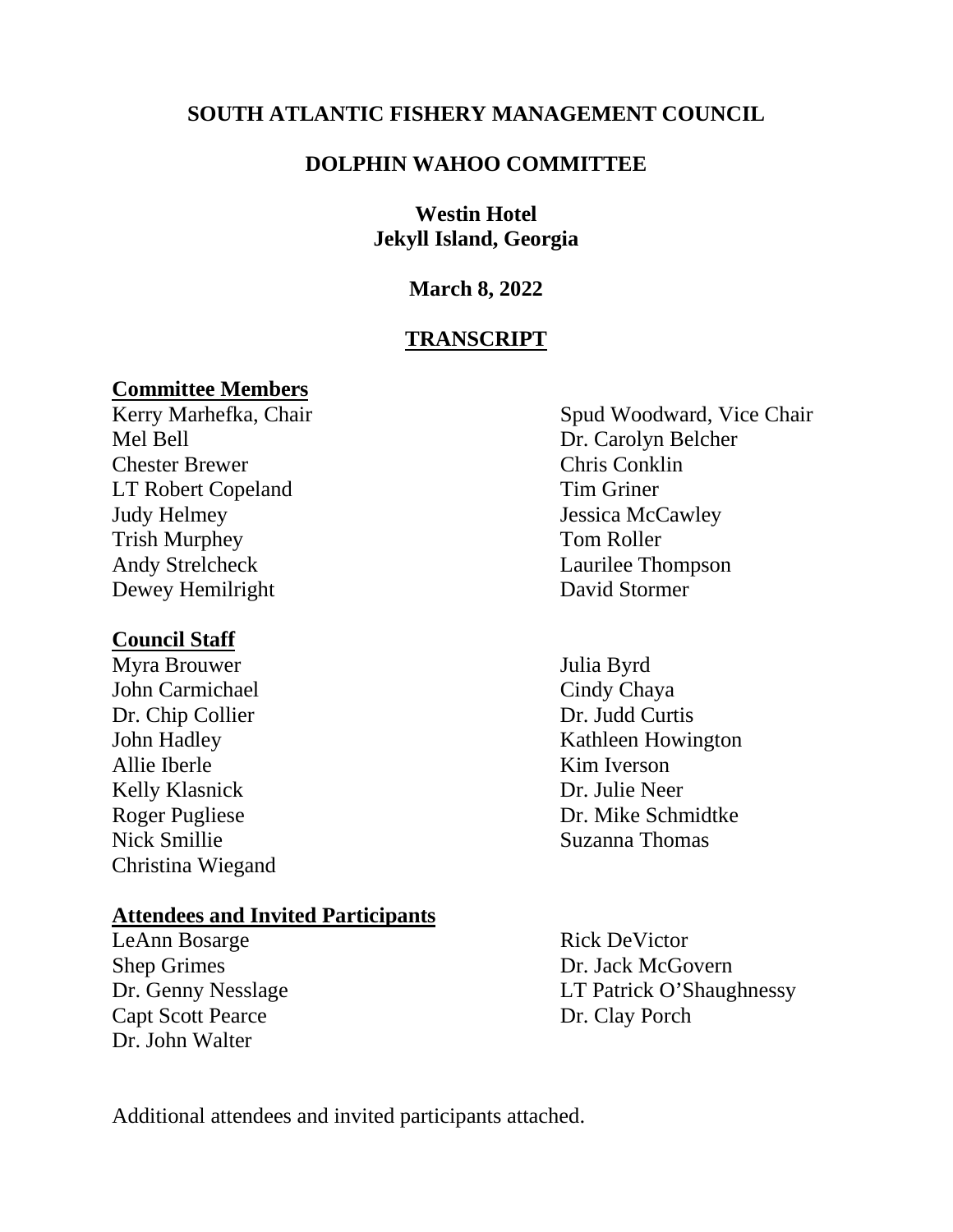# SOUTH ATLANTIC FISHERY MANAGEMENT COUNCIL

## DOLPHIN WAHOO COMMITTEE

**Westin Hotel**
**Jekyll Island, Georgia**

**March 8, 2022**

## TRANSCRIPT

### Committee Members

Kerry Marhefka, Chair
Spud Woodward, Vice Chair
Mel Bell
Dr. Carolyn Belcher
Chester Brewer
Chris Conklin
LT Robert Copeland
Tim Griner
Judy Helmey
Jessica McCawley
Trish Murphey
Tom Roller
Andy Strelcheck
Laurilee Thompson
Dewey Hemilright
David Stormer

### Council Staff

Myra Brouwer
Julia Byrd
John Carmichael
Cindy Chaya
Dr. Chip Collier
Dr. Judd Curtis
John Hadley
Kathleen Howington
Allie Iberle
Kim Iverson
Kelly Klasnick
Dr. Julie Neer
Roger Pugliese
Dr. Mike Schmidtke
Nick Smillie
Suzanna Thomas
Christina Wiegand

### Attendees and Invited Participants

LeAnn Bosarge
Rick DeVictor
Shep Grimes
Dr. Jack McGovern
Dr. Genny Nesslage
LT Patrick O'Shaughnessy
Capt Scott Pearce
Dr. Clay Porch
Dr. John Walter

Additional attendees and invited participants attached.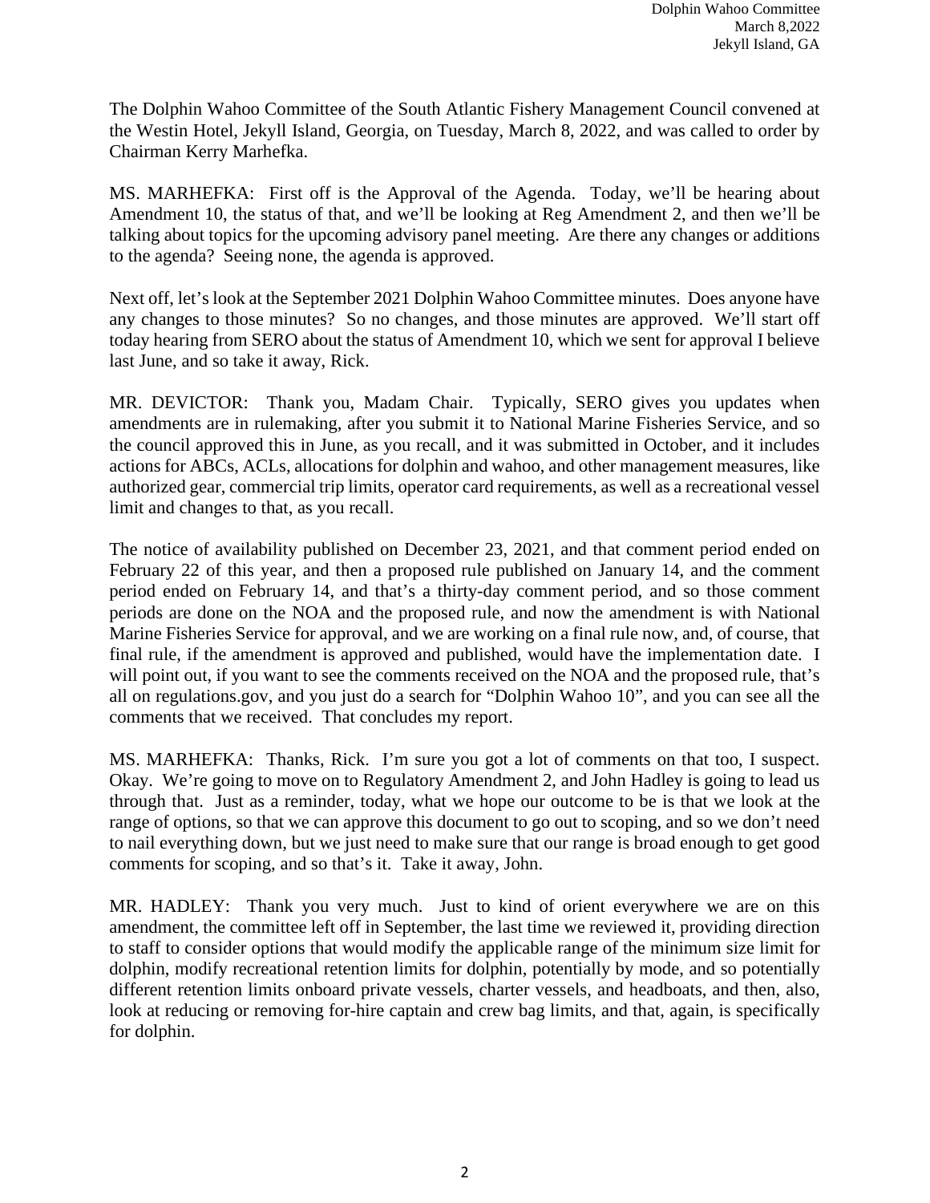The Dolphin Wahoo Committee of the South Atlantic Fishery Management Council convened at the Westin Hotel, Jekyll Island, Georgia, on Tuesday, March 8, 2022, and was called to order by Chairman Kerry Marhefka.

MS. MARHEFKA: First off is the Approval of the Agenda. Today, we'll be hearing about Amendment 10, the status of that, and we'll be looking at Reg Amendment 2, and then we'll be talking about topics for the upcoming advisory panel meeting. Are there any changes or additions to the agenda? Seeing none, the agenda is approved.

Next off, let's look at the September 2021 Dolphin Wahoo Committee minutes. Does anyone have any changes to those minutes? So no changes, and those minutes are approved. We'll start off today hearing from SERO about the status of Amendment 10, which we sent for approval I believe last June, and so take it away, Rick.

MR. DEVICTOR: Thank you, Madam Chair. Typically, SERO gives you updates when amendments are in rulemaking, after you submit it to National Marine Fisheries Service, and so the council approved this in June, as you recall, and it was submitted in October, and it includes actions for ABCs, ACLs, allocations for dolphin and wahoo, and other management measures, like authorized gear, commercial trip limits, operator card requirements, as well as a recreational vessel limit and changes to that, as you recall.

The notice of availability published on December 23, 2021, and that comment period ended on February 22 of this year, and then a proposed rule published on January 14, and the comment period ended on February 14, and that's a thirty-day comment period, and so those comment periods are done on the NOA and the proposed rule, and now the amendment is with National Marine Fisheries Service for approval, and we are working on a final rule now, and, of course, that final rule, if the amendment is approved and published, would have the implementation date. I will point out, if you want to see the comments received on the NOA and the proposed rule, that's all on regulations.gov, and you just do a search for "Dolphin Wahoo 10", and you can see all the comments that we received. That concludes my report.

MS. MARHEFKA: Thanks, Rick. I'm sure you got a lot of comments on that too, I suspect. Okay. We're going to move on to Regulatory Amendment 2, and John Hadley is going to lead us through that. Just as a reminder, today, what we hope our outcome to be is that we look at the range of options, so that we can approve this document to go out to scoping, and so we don't need to nail everything down, but we just need to make sure that our range is broad enough to get good comments for scoping, and so that's it. Take it away, John.

MR. HADLEY: Thank you very much. Just to kind of orient everywhere we are on this amendment, the committee left off in September, the last time we reviewed it, providing direction to staff to consider options that would modify the applicable range of the minimum size limit for dolphin, modify recreational retention limits for dolphin, potentially by mode, and so potentially different retention limits onboard private vessels, charter vessels, and headboats, and then, also, look at reducing or removing for-hire captain and crew bag limits, and that, again, is specifically for dolphin.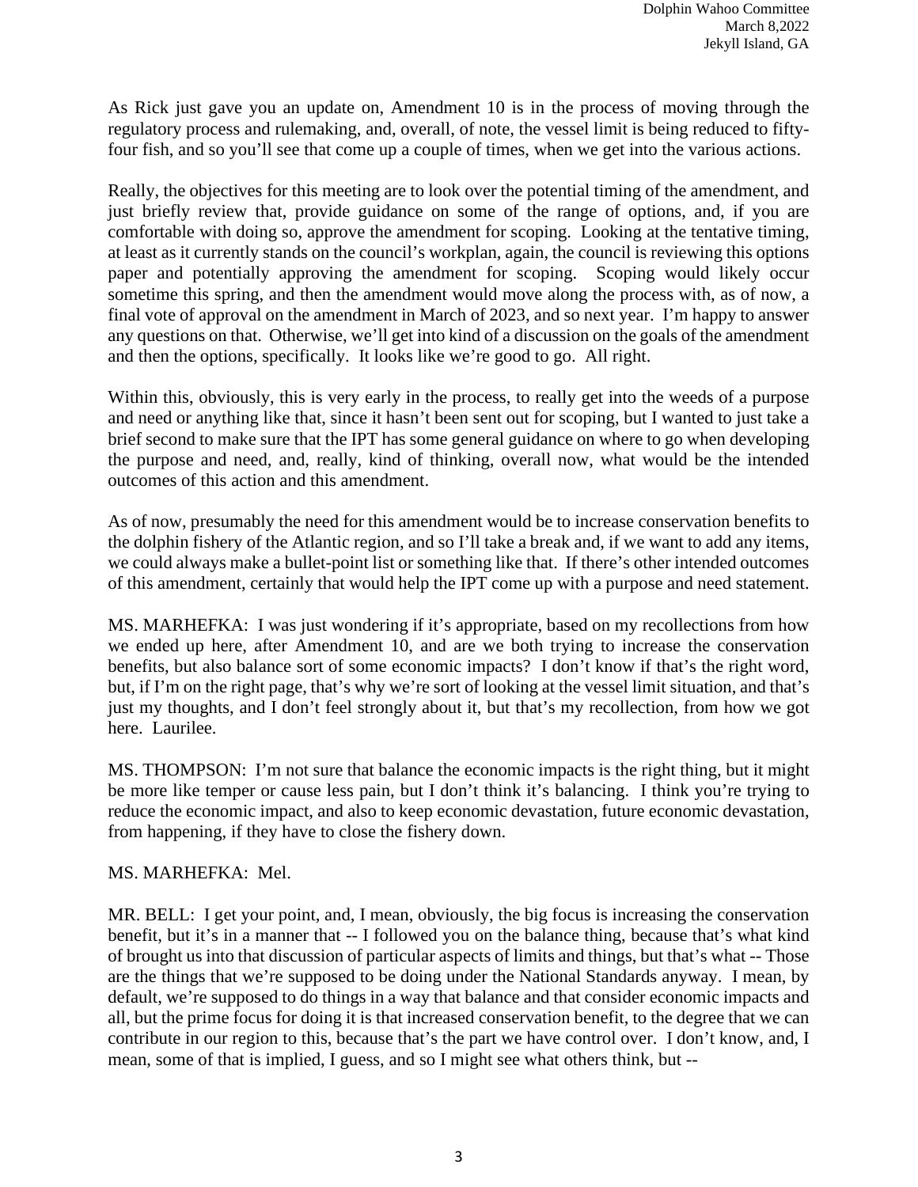As Rick just gave you an update on, Amendment 10 is in the process of moving through the regulatory process and rulemaking, and, overall, of note, the vessel limit is being reduced to fifty-four fish, and so you'll see that come up a couple of times, when we get into the various actions.

Really, the objectives for this meeting are to look over the potential timing of the amendment, and just briefly review that, provide guidance on some of the range of options, and, if you are comfortable with doing so, approve the amendment for scoping. Looking at the tentative timing, at least as it currently stands on the council's workplan, again, the council is reviewing this options paper and potentially approving the amendment for scoping. Scoping would likely occur sometime this spring, and then the amendment would move along the process with, as of now, a final vote of approval on the amendment in March of 2023, and so next year. I'm happy to answer any questions on that. Otherwise, we'll get into kind of a discussion on the goals of the amendment and then the options, specifically. It looks like we're good to go. All right.

Within this, obviously, this is very early in the process, to really get into the weeds of a purpose and need or anything like that, since it hasn't been sent out for scoping, but I wanted to just take a brief second to make sure that the IPT has some general guidance on where to go when developing the purpose and need, and, really, kind of thinking, overall now, what would be the intended outcomes of this action and this amendment.

As of now, presumably the need for this amendment would be to increase conservation benefits to the dolphin fishery of the Atlantic region, and so I'll take a break and, if we want to add any items, we could always make a bullet-point list or something like that. If there's other intended outcomes of this amendment, certainly that would help the IPT come up with a purpose and need statement.

MS. MARHEFKA: I was just wondering if it's appropriate, based on my recollections from how we ended up here, after Amendment 10, and are we both trying to increase the conservation benefits, but also balance sort of some economic impacts? I don't know if that's the right word, but, if I'm on the right page, that's why we're sort of looking at the vessel limit situation, and that's just my thoughts, and I don't feel strongly about it, but that's my recollection, from how we got here. Laurilee.

MS. THOMPSON: I'm not sure that balance the economic impacts is the right thing, but it might be more like temper or cause less pain, but I don't think it's balancing. I think you're trying to reduce the economic impact, and also to keep economic devastation, future economic devastation, from happening, if they have to close the fishery down.

MS. MARHEFKA: Mel.

MR. BELL: I get your point, and, I mean, obviously, the big focus is increasing the conservation benefit, but it's in a manner that -- I followed you on the balance thing, because that's what kind of brought us into that discussion of particular aspects of limits and things, but that's what -- Those are the things that we're supposed to be doing under the National Standards anyway. I mean, by default, we're supposed to do things in a way that balance and that consider economic impacts and all, but the prime focus for doing it is that increased conservation benefit, to the degree that we can contribute in our region to this, because that's the part we have control over. I don't know, and, I mean, some of that is implied, I guess, and so I might see what others think, but --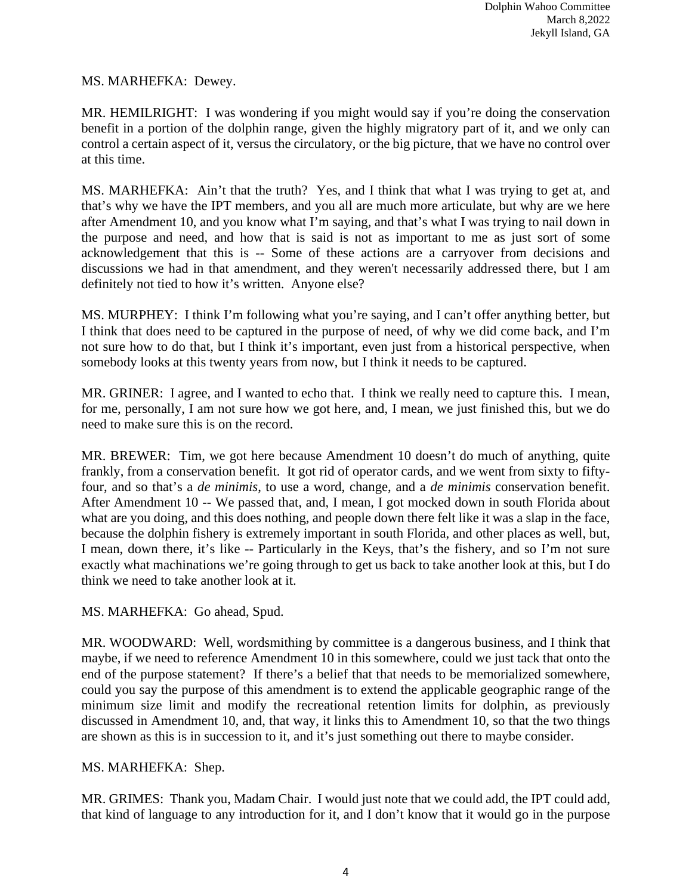MS. MARHEFKA: Dewey.

MR. HEMILRIGHT: I was wondering if you might would say if you're doing the conservation benefit in a portion of the dolphin range, given the highly migratory part of it, and we only can control a certain aspect of it, versus the circulatory, or the big picture, that we have no control over at this time.

MS. MARHEFKA: Ain't that the truth? Yes, and I think that what I was trying to get at, and that's why we have the IPT members, and you all are much more articulate, but why are we here after Amendment 10, and you know what I'm saying, and that's what I was trying to nail down in the purpose and need, and how that is said is not as important to me as just sort of some acknowledgement that this is -- Some of these actions are a carryover from decisions and discussions we had in that amendment, and they weren't necessarily addressed there, but I am definitely not tied to how it's written. Anyone else?

MS. MURPHEY: I think I'm following what you're saying, and I can't offer anything better, but I think that does need to be captured in the purpose of need, of why we did come back, and I'm not sure how to do that, but I think it's important, even just from a historical perspective, when somebody looks at this twenty years from now, but I think it needs to be captured.

MR. GRINER: I agree, and I wanted to echo that. I think we really need to capture this. I mean, for me, personally, I am not sure how we got here, and, I mean, we just finished this, but we do need to make sure this is on the record.

MR. BREWER: Tim, we got here because Amendment 10 doesn't do much of anything, quite frankly, from a conservation benefit. It got rid of operator cards, and we went from sixty to fifty-four, and so that's a *de minimis*, to use a word, change, and a *de minimis* conservation benefit. After Amendment 10 -- We passed that, and, I mean, I got mocked down in south Florida about what are you doing, and this does nothing, and people down there felt like it was a slap in the face, because the dolphin fishery is extremely important in south Florida, and other places as well, but, I mean, down there, it's like -- Particularly in the Keys, that's the fishery, and so I'm not sure exactly what machinations we're going through to get us back to take another look at this, but I do think we need to take another look at it.

MS. MARHEFKA: Go ahead, Spud.

MR. WOODWARD: Well, wordsmithing by committee is a dangerous business, and I think that maybe, if we need to reference Amendment 10 in this somewhere, could we just tack that onto the end of the purpose statement? If there's a belief that that needs to be memorialized somewhere, could you say the purpose of this amendment is to extend the applicable geographic range of the minimum size limit and modify the recreational retention limits for dolphin, as previously discussed in Amendment 10, and, that way, it links this to Amendment 10, so that the two things are shown as this is in succession to it, and it's just something out there to maybe consider.

MS. MARHEFKA: Shep.

MR. GRIMES: Thank you, Madam Chair. I would just note that we could add, the IPT could add, that kind of language to any introduction for it, and I don't know that it would go in the purpose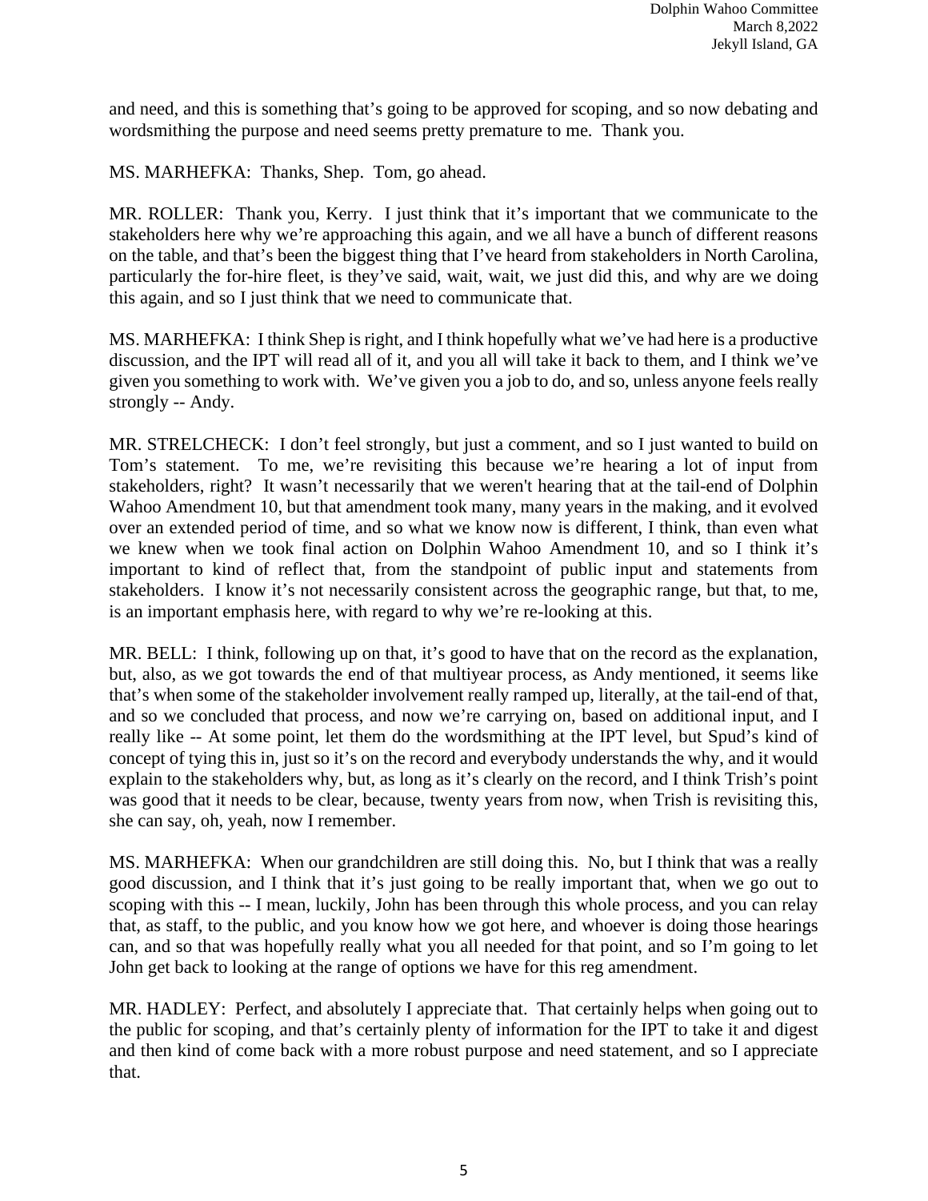and need, and this is something that's going to be approved for scoping, and so now debating and wordsmithing the purpose and need seems pretty premature to me. Thank you.

MS. MARHEFKA: Thanks, Shep. Tom, go ahead.

MR. ROLLER: Thank you, Kerry. I just think that it's important that we communicate to the stakeholders here why we're approaching this again, and we all have a bunch of different reasons on the table, and that's been the biggest thing that I've heard from stakeholders in North Carolina, particularly the for-hire fleet, is they've said, wait, wait, we just did this, and why are we doing this again, and so I just think that we need to communicate that.

MS. MARHEFKA: I think Shep is right, and I think hopefully what we've had here is a productive discussion, and the IPT will read all of it, and you all will take it back to them, and I think we've given you something to work with. We've given you a job to do, and so, unless anyone feels really strongly -- Andy.

MR. STRELCHECK: I don't feel strongly, but just a comment, and so I just wanted to build on Tom's statement. To me, we're revisiting this because we're hearing a lot of input from stakeholders, right? It wasn't necessarily that we weren't hearing that at the tail-end of Dolphin Wahoo Amendment 10, but that amendment took many, many years in the making, and it evolved over an extended period of time, and so what we know now is different, I think, than even what we knew when we took final action on Dolphin Wahoo Amendment 10, and so I think it's important to kind of reflect that, from the standpoint of public input and statements from stakeholders. I know it's not necessarily consistent across the geographic range, but that, to me, is an important emphasis here, with regard to why we're re-looking at this.

MR. BELL: I think, following up on that, it's good to have that on the record as the explanation, but, also, as we got towards the end of that multiyear process, as Andy mentioned, it seems like that's when some of the stakeholder involvement really ramped up, literally, at the tail-end of that, and so we concluded that process, and now we're carrying on, based on additional input, and I really like -- At some point, let them do the wordsmithing at the IPT level, but Spud's kind of concept of tying this in, just so it's on the record and everybody understands the why, and it would explain to the stakeholders why, but, as long as it's clearly on the record, and I think Trish's point was good that it needs to be clear, because, twenty years from now, when Trish is revisiting this, she can say, oh, yeah, now I remember.

MS. MARHEFKA: When our grandchildren are still doing this. No, but I think that was a really good discussion, and I think that it's just going to be really important that, when we go out to scoping with this -- I mean, luckily, John has been through this whole process, and you can relay that, as staff, to the public, and you know how we got here, and whoever is doing those hearings can, and so that was hopefully really what you all needed for that point, and so I'm going to let John get back to looking at the range of options we have for this reg amendment.

MR. HADLEY: Perfect, and absolutely I appreciate that. That certainly helps when going out to the public for scoping, and that's certainly plenty of information for the IPT to take it and digest and then kind of come back with a more robust purpose and need statement, and so I appreciate that.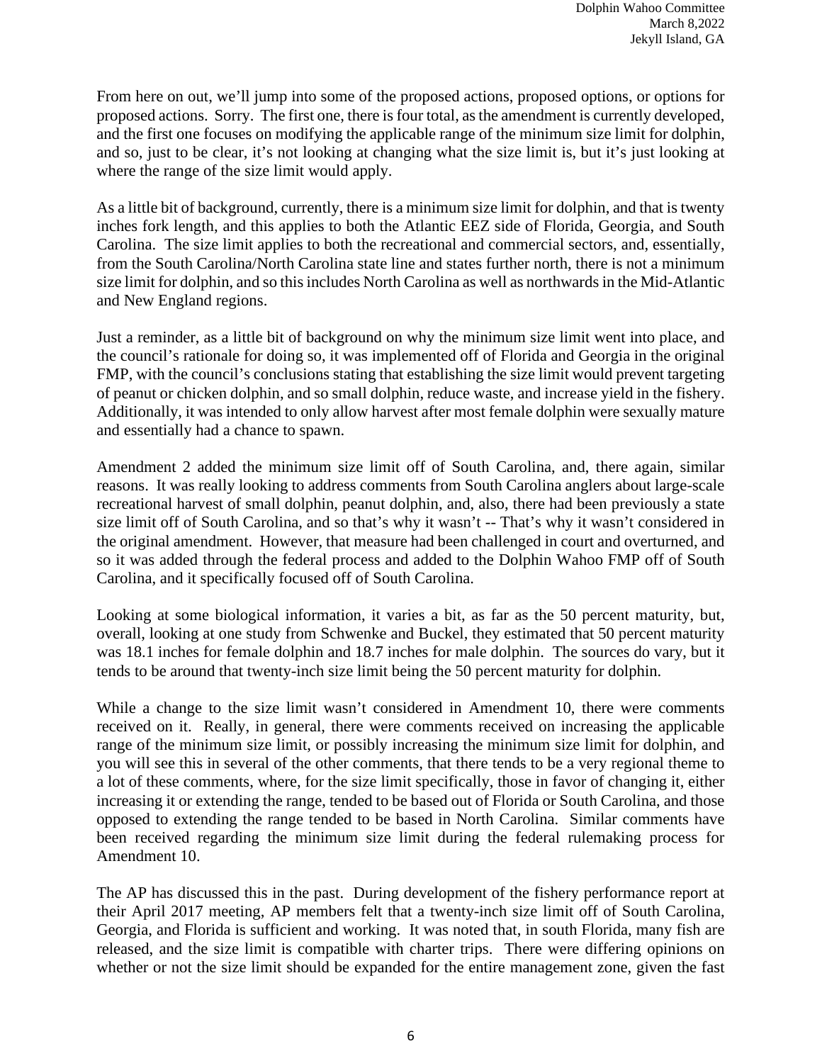From here on out, we'll jump into some of the proposed actions, proposed options, or options for proposed actions. Sorry. The first one, there is four total, as the amendment is currently developed, and the first one focuses on modifying the applicable range of the minimum size limit for dolphin, and so, just to be clear, it's not looking at changing what the size limit is, but it's just looking at where the range of the size limit would apply.

As a little bit of background, currently, there is a minimum size limit for dolphin, and that is twenty inches fork length, and this applies to both the Atlantic EEZ side of Florida, Georgia, and South Carolina. The size limit applies to both the recreational and commercial sectors, and, essentially, from the South Carolina/North Carolina state line and states further north, there is not a minimum size limit for dolphin, and so this includes North Carolina as well as northwards in the Mid-Atlantic and New England regions.

Just a reminder, as a little bit of background on why the minimum size limit went into place, and the council's rationale for doing so, it was implemented off of Florida and Georgia in the original FMP, with the council's conclusions stating that establishing the size limit would prevent targeting of peanut or chicken dolphin, and so small dolphin, reduce waste, and increase yield in the fishery. Additionally, it was intended to only allow harvest after most female dolphin were sexually mature and essentially had a chance to spawn.

Amendment 2 added the minimum size limit off of South Carolina, and, there again, similar reasons. It was really looking to address comments from South Carolina anglers about large-scale recreational harvest of small dolphin, peanut dolphin, and, also, there had been previously a state size limit off of South Carolina, and so that's why it wasn't -- That's why it wasn't considered in the original amendment. However, that measure had been challenged in court and overturned, and so it was added through the federal process and added to the Dolphin Wahoo FMP off of South Carolina, and it specifically focused off of South Carolina.

Looking at some biological information, it varies a bit, as far as the 50 percent maturity, but, overall, looking at one study from Schwenke and Buckel, they estimated that 50 percent maturity was 18.1 inches for female dolphin and 18.7 inches for male dolphin. The sources do vary, but it tends to be around that twenty-inch size limit being the 50 percent maturity for dolphin.

While a change to the size limit wasn't considered in Amendment 10, there were comments received on it. Really, in general, there were comments received on increasing the applicable range of the minimum size limit, or possibly increasing the minimum size limit for dolphin, and you will see this in several of the other comments, that there tends to be a very regional theme to a lot of these comments, where, for the size limit specifically, those in favor of changing it, either increasing it or extending the range, tended to be based out of Florida or South Carolina, and those opposed to extending the range tended to be based in North Carolina. Similar comments have been received regarding the minimum size limit during the federal rulemaking process for Amendment 10.

The AP has discussed this in the past. During development of the fishery performance report at their April 2017 meeting, AP members felt that a twenty-inch size limit off of South Carolina, Georgia, and Florida is sufficient and working. It was noted that, in south Florida, many fish are released, and the size limit is compatible with charter trips. There were differing opinions on whether or not the size limit should be expanded for the entire management zone, given the fast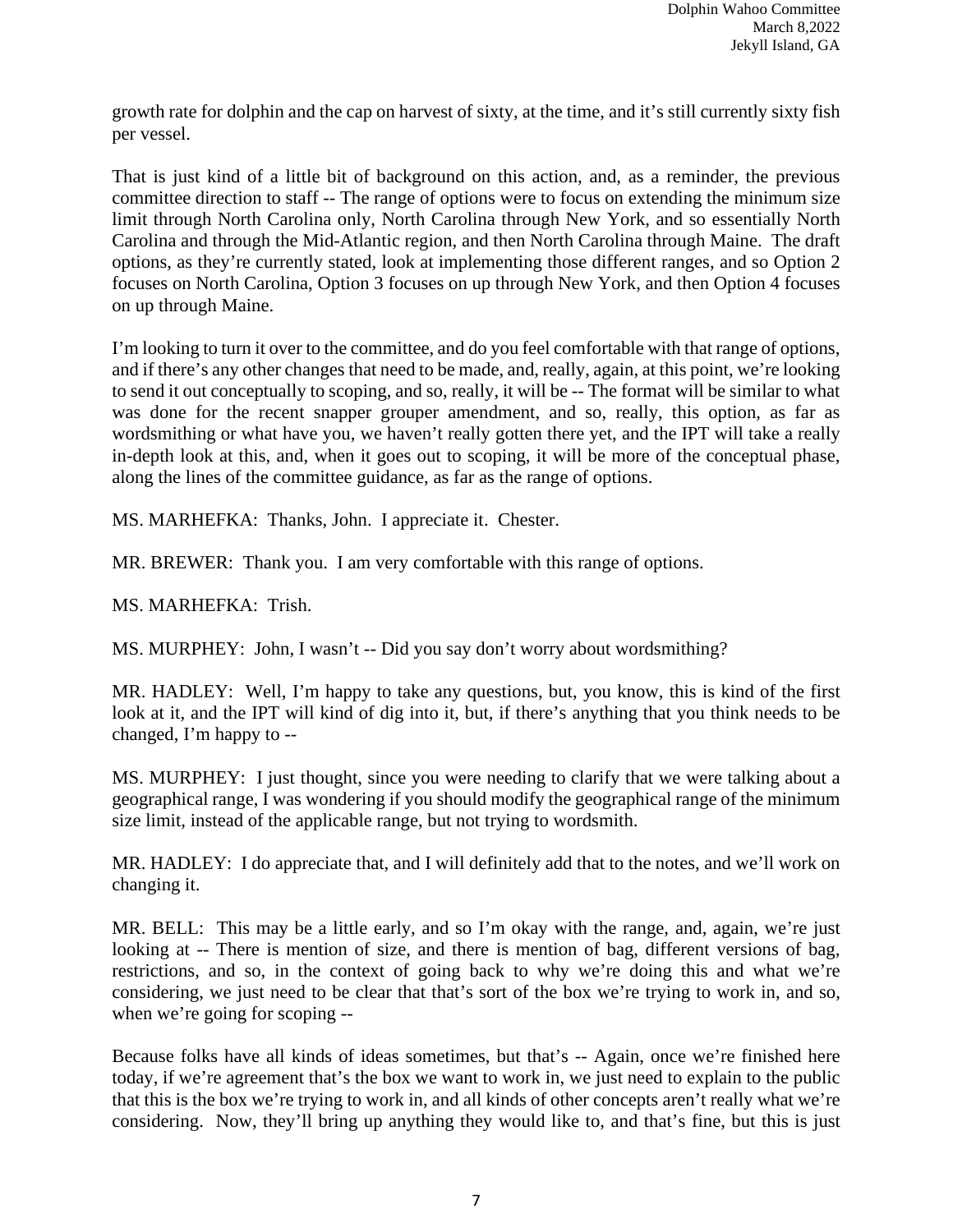growth rate for dolphin and the cap on harvest of sixty, at the time, and it's still currently sixty fish per vessel.

That is just kind of a little bit of background on this action, and, as a reminder, the previous committee direction to staff -- The range of options were to focus on extending the minimum size limit through North Carolina only, North Carolina through New York, and so essentially North Carolina and through the Mid-Atlantic region, and then North Carolina through Maine. The draft options, as they're currently stated, look at implementing those different ranges, and so Option 2 focuses on North Carolina, Option 3 focuses on up through New York, and then Option 4 focuses on up through Maine.

I'm looking to turn it over to the committee, and do you feel comfortable with that range of options, and if there's any other changes that need to be made, and, really, again, at this point, we're looking to send it out conceptually to scoping, and so, really, it will be -- The format will be similar to what was done for the recent snapper grouper amendment, and so, really, this option, as far as wordsmithing or what have you, we haven't really gotten there yet, and the IPT will take a really in-depth look at this, and, when it goes out to scoping, it will be more of the conceptual phase, along the lines of the committee guidance, as far as the range of options.

MS. MARHEFKA: Thanks, John. I appreciate it. Chester.

MR. BREWER: Thank you. I am very comfortable with this range of options.

MS. MARHEFKA: Trish.

MS. MURPHEY: John, I wasn't -- Did you say don't worry about wordsmithing?

MR. HADLEY: Well, I'm happy to take any questions, but, you know, this is kind of the first look at it, and the IPT will kind of dig into it, but, if there's anything that you think needs to be changed, I'm happy to --

MS. MURPHEY: I just thought, since you were needing to clarify that we were talking about a geographical range, I was wondering if you should modify the geographical range of the minimum size limit, instead of the applicable range, but not trying to wordsmith.

MR. HADLEY: I do appreciate that, and I will definitely add that to the notes, and we'll work on changing it.

MR. BELL: This may be a little early, and so I'm okay with the range, and, again, we're just looking at -- There is mention of size, and there is mention of bag, different versions of bag, restrictions, and so, in the context of going back to why we're doing this and what we're considering, we just need to be clear that that's sort of the box we're trying to work in, and so, when we're going for scoping --

Because folks have all kinds of ideas sometimes, but that's -- Again, once we're finished here today, if we're agreement that's the box we want to work in, we just need to explain to the public that this is the box we're trying to work in, and all kinds of other concepts aren't really what we're considering. Now, they'll bring up anything they would like to, and that's fine, but this is just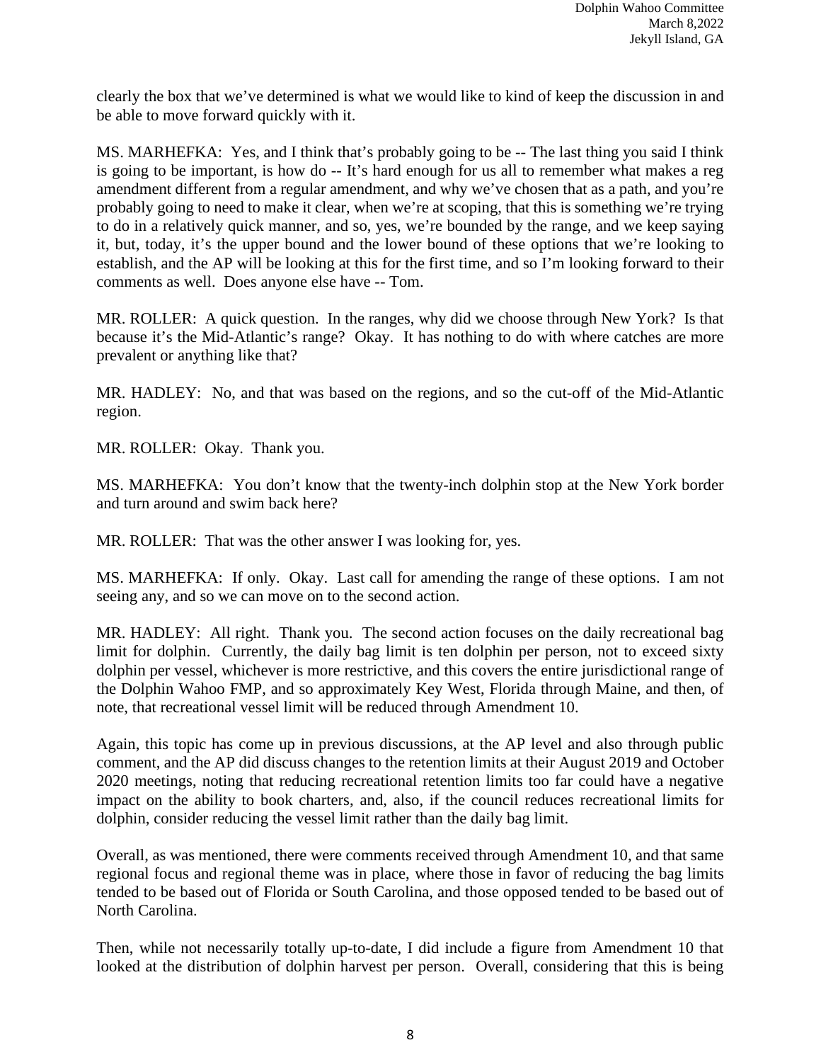clearly the box that we've determined is what we would like to kind of keep the discussion in and be able to move forward quickly with it.

MS. MARHEFKA: Yes, and I think that's probably going to be -- The last thing you said I think is going to be important, is how do -- It's hard enough for us all to remember what makes a reg amendment different from a regular amendment, and why we've chosen that as a path, and you're probably going to need to make it clear, when we're at scoping, that this is something we're trying to do in a relatively quick manner, and so, yes, we're bounded by the range, and we keep saying it, but, today, it's the upper bound and the lower bound of these options that we're looking to establish, and the AP will be looking at this for the first time, and so I'm looking forward to their comments as well. Does anyone else have -- Tom.

MR. ROLLER: A quick question. In the ranges, why did we choose through New York? Is that because it's the Mid-Atlantic's range? Okay. It has nothing to do with where catches are more prevalent or anything like that?

MR. HADLEY: No, and that was based on the regions, and so the cut-off of the Mid-Atlantic region.

MR. ROLLER: Okay. Thank you.

MS. MARHEFKA: You don't know that the twenty-inch dolphin stop at the New York border and turn around and swim back here?

MR. ROLLER: That was the other answer I was looking for, yes.

MS. MARHEFKA: If only. Okay. Last call for amending the range of these options. I am not seeing any, and so we can move on to the second action.

MR. HADLEY: All right. Thank you. The second action focuses on the daily recreational bag limit for dolphin. Currently, the daily bag limit is ten dolphin per person, not to exceed sixty dolphin per vessel, whichever is more restrictive, and this covers the entire jurisdictional range of the Dolphin Wahoo FMP, and so approximately Key West, Florida through Maine, and then, of note, that recreational vessel limit will be reduced through Amendment 10.

Again, this topic has come up in previous discussions, at the AP level and also through public comment, and the AP did discuss changes to the retention limits at their August 2019 and October 2020 meetings, noting that reducing recreational retention limits too far could have a negative impact on the ability to book charters, and, also, if the council reduces recreational limits for dolphin, consider reducing the vessel limit rather than the daily bag limit.

Overall, as was mentioned, there were comments received through Amendment 10, and that same regional focus and regional theme was in place, where those in favor of reducing the bag limits tended to be based out of Florida or South Carolina, and those opposed tended to be based out of North Carolina.

Then, while not necessarily totally up-to-date, I did include a figure from Amendment 10 that looked at the distribution of dolphin harvest per person. Overall, considering that this is being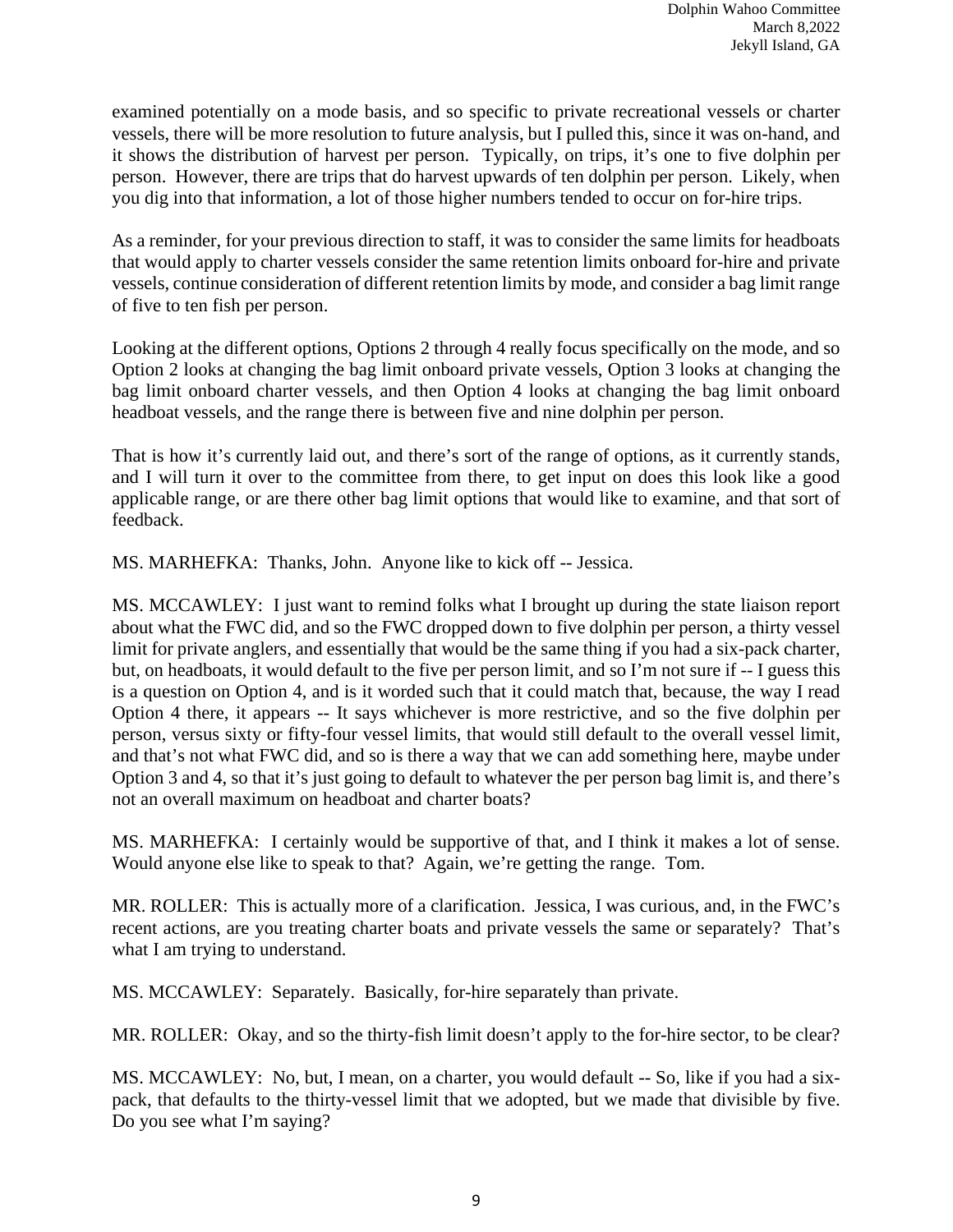examined potentially on a mode basis, and so specific to private recreational vessels or charter vessels, there will be more resolution to future analysis, but I pulled this, since it was on-hand, and it shows the distribution of harvest per person. Typically, on trips, it's one to five dolphin per person. However, there are trips that do harvest upwards of ten dolphin per person. Likely, when you dig into that information, a lot of those higher numbers tended to occur on for-hire trips.

As a reminder, for your previous direction to staff, it was to consider the same limits for headboats that would apply to charter vessels consider the same retention limits onboard for-hire and private vessels, continue consideration of different retention limits by mode, and consider a bag limit range of five to ten fish per person.

Looking at the different options, Options 2 through 4 really focus specifically on the mode, and so Option 2 looks at changing the bag limit onboard private vessels, Option 3 looks at changing the bag limit onboard charter vessels, and then Option 4 looks at changing the bag limit onboard headboat vessels, and the range there is between five and nine dolphin per person.

That is how it's currently laid out, and there's sort of the range of options, as it currently stands, and I will turn it over to the committee from there, to get input on does this look like a good applicable range, or are there other bag limit options that would like to examine, and that sort of feedback.

MS. MARHEFKA: Thanks, John. Anyone like to kick off -- Jessica.

MS. MCCAWLEY: I just want to remind folks what I brought up during the state liaison report about what the FWC did, and so the FWC dropped down to five dolphin per person, a thirty vessel limit for private anglers, and essentially that would be the same thing if you had a six-pack charter, but, on headboats, it would default to the five per person limit, and so I'm not sure if -- I guess this is a question on Option 4, and is it worded such that it could match that, because, the way I read Option 4 there, it appears -- It says whichever is more restrictive, and so the five dolphin per person, versus sixty or fifty-four vessel limits, that would still default to the overall vessel limit, and that's not what FWC did, and so is there a way that we can add something here, maybe under Option 3 and 4, so that it's just going to default to whatever the per person bag limit is, and there's not an overall maximum on headboat and charter boats?

MS. MARHEFKA: I certainly would be supportive of that, and I think it makes a lot of sense. Would anyone else like to speak to that? Again, we're getting the range. Tom.

MR. ROLLER: This is actually more of a clarification. Jessica, I was curious, and, in the FWC's recent actions, are you treating charter boats and private vessels the same or separately? That's what I am trying to understand.

MS. MCCAWLEY: Separately. Basically, for-hire separately than private.

MR. ROLLER: Okay, and so the thirty-fish limit doesn't apply to the for-hire sector, to be clear?

MS. MCCAWLEY: No, but, I mean, on a charter, you would default -- So, like if you had a six-pack, that defaults to the thirty-vessel limit that we adopted, but we made that divisible by five. Do you see what I'm saying?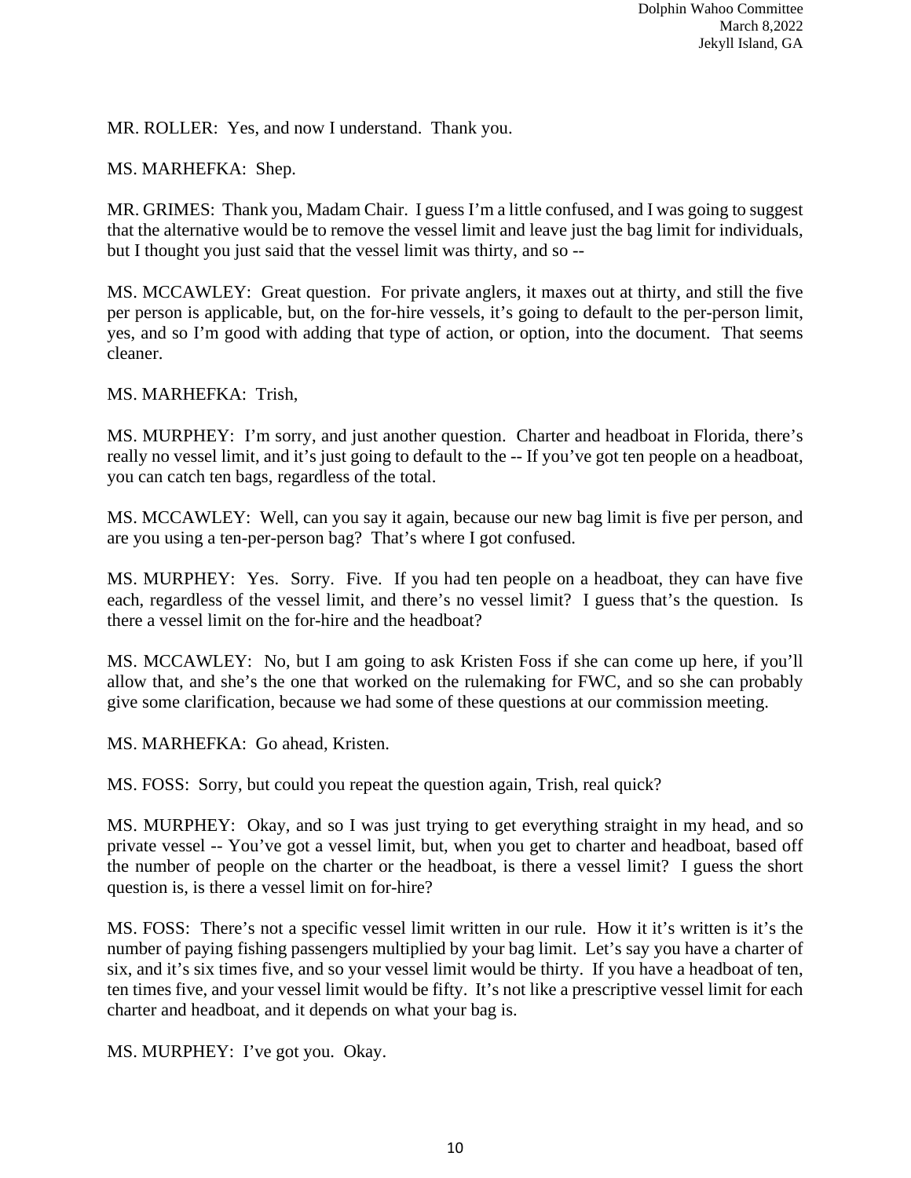MR. ROLLER: Yes, and now I understand. Thank you.

MS. MARHEFKA: Shep.

MR. GRIMES: Thank you, Madam Chair. I guess I'm a little confused, and I was going to suggest that the alternative would be to remove the vessel limit and leave just the bag limit for individuals, but I thought you just said that the vessel limit was thirty, and so --

MS. MCCAWLEY: Great question. For private anglers, it maxes out at thirty, and still the five per person is applicable, but, on the for-hire vessels, it's going to default to the per-person limit, yes, and so I'm good with adding that type of action, or option, into the document. That seems cleaner.

MS. MARHEFKA: Trish,

MS. MURPHEY: I'm sorry, and just another question. Charter and headboat in Florida, there's really no vessel limit, and it's just going to default to the -- If you've got ten people on a headboat, you can catch ten bags, regardless of the total.

MS. MCCAWLEY: Well, can you say it again, because our new bag limit is five per person, and are you using a ten-per-person bag? That's where I got confused.

MS. MURPHEY: Yes. Sorry. Five. If you had ten people on a headboat, they can have five each, regardless of the vessel limit, and there's no vessel limit? I guess that's the question. Is there a vessel limit on the for-hire and the headboat?

MS. MCCAWLEY: No, but I am going to ask Kristen Foss if she can come up here, if you'll allow that, and she's the one that worked on the rulemaking for FWC, and so she can probably give some clarification, because we had some of these questions at our commission meeting.

MS. MARHEFKA: Go ahead, Kristen.

MS. FOSS: Sorry, but could you repeat the question again, Trish, real quick?

MS. MURPHEY: Okay, and so I was just trying to get everything straight in my head, and so private vessel -- You've got a vessel limit, but, when you get to charter and headboat, based off the number of people on the charter or the headboat, is there a vessel limit? I guess the short question is, is there a vessel limit on for-hire?

MS. FOSS: There's not a specific vessel limit written in our rule. How it it's written is it's the number of paying fishing passengers multiplied by your bag limit. Let's say you have a charter of six, and it's six times five, and so your vessel limit would be thirty. If you have a headboat of ten, ten times five, and your vessel limit would be fifty. It's not like a prescriptive vessel limit for each charter and headboat, and it depends on what your bag is.

MS. MURPHEY: I've got you. Okay.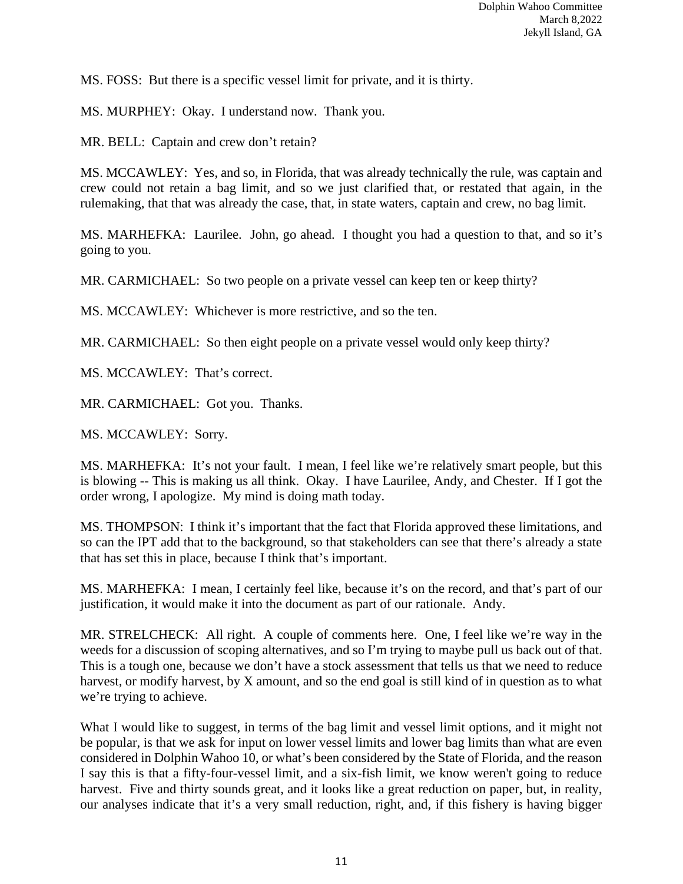MS. FOSS: But there is a specific vessel limit for private, and it is thirty.

MS. MURPHEY: Okay. I understand now. Thank you.

MR. BELL: Captain and crew don't retain?

MS. MCCAWLEY: Yes, and so, in Florida, that was already technically the rule, was captain and crew could not retain a bag limit, and so we just clarified that, or restated that again, in the rulemaking, that that was already the case, that, in state waters, captain and crew, no bag limit.

MS. MARHEFKA: Laurilee. John, go ahead. I thought you had a question to that, and so it's going to you.

MR. CARMICHAEL: So two people on a private vessel can keep ten or keep thirty?

MS. MCCAWLEY: Whichever is more restrictive, and so the ten.

MR. CARMICHAEL: So then eight people on a private vessel would only keep thirty?

MS. MCCAWLEY: That's correct.

MR. CARMICHAEL: Got you. Thanks.

MS. MCCAWLEY: Sorry.

MS. MARHEFKA: It's not your fault. I mean, I feel like we're relatively smart people, but this is blowing -- This is making us all think. Okay. I have Laurilee, Andy, and Chester. If I got the order wrong, I apologize. My mind is doing math today.

MS. THOMPSON: I think it's important that the fact that Florida approved these limitations, and so can the IPT add that to the background, so that stakeholders can see that there's already a state that has set this in place, because I think that's important.

MS. MARHEFKA: I mean, I certainly feel like, because it's on the record, and that's part of our justification, it would make it into the document as part of our rationale. Andy.

MR. STRELCHECK: All right. A couple of comments here. One, I feel like we're way in the weeds for a discussion of scoping alternatives, and so I'm trying to maybe pull us back out of that. This is a tough one, because we don't have a stock assessment that tells us that we need to reduce harvest, or modify harvest, by X amount, and so the end goal is still kind of in question as to what we're trying to achieve.

What I would like to suggest, in terms of the bag limit and vessel limit options, and it might not be popular, is that we ask for input on lower vessel limits and lower bag limits than what are even considered in Dolphin Wahoo 10, or what's been considered by the State of Florida, and the reason I say this is that a fifty-four-vessel limit, and a six-fish limit, we know weren't going to reduce harvest. Five and thirty sounds great, and it looks like a great reduction on paper, but, in reality, our analyses indicate that it's a very small reduction, right, and, if this fishery is having bigger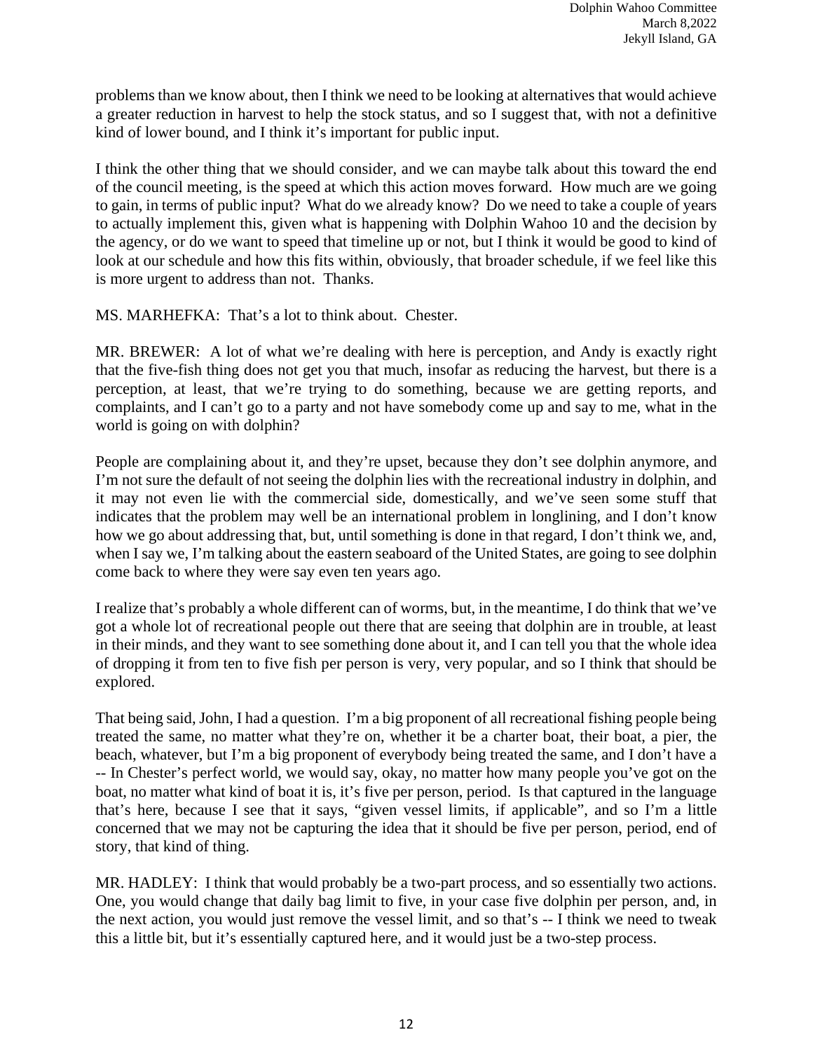problems than we know about, then I think we need to be looking at alternatives that would achieve a greater reduction in harvest to help the stock status, and so I suggest that, with not a definitive kind of lower bound, and I think it's important for public input.

I think the other thing that we should consider, and we can maybe talk about this toward the end of the council meeting, is the speed at which this action moves forward. How much are we going to gain, in terms of public input? What do we already know? Do we need to take a couple of years to actually implement this, given what is happening with Dolphin Wahoo 10 and the decision by the agency, or do we want to speed that timeline up or not, but I think it would be good to kind of look at our schedule and how this fits within, obviously, that broader schedule, if we feel like this is more urgent to address than not. Thanks.

MS. MARHEFKA: That's a lot to think about. Chester.

MR. BREWER: A lot of what we're dealing with here is perception, and Andy is exactly right that the five-fish thing does not get you that much, insofar as reducing the harvest, but there is a perception, at least, that we're trying to do something, because we are getting reports, and complaints, and I can't go to a party and not have somebody come up and say to me, what in the world is going on with dolphin?

People are complaining about it, and they're upset, because they don't see dolphin anymore, and I'm not sure the default of not seeing the dolphin lies with the recreational industry in dolphin, and it may not even lie with the commercial side, domestically, and we've seen some stuff that indicates that the problem may well be an international problem in longlining, and I don't know how we go about addressing that, but, until something is done in that regard, I don't think we, and, when I say we, I'm talking about the eastern seaboard of the United States, are going to see dolphin come back to where they were say even ten years ago.

I realize that's probably a whole different can of worms, but, in the meantime, I do think that we've got a whole lot of recreational people out there that are seeing that dolphin are in trouble, at least in their minds, and they want to see something done about it, and I can tell you that the whole idea of dropping it from ten to five fish per person is very, very popular, and so I think that should be explored.

That being said, John, I had a question. I'm a big proponent of all recreational fishing people being treated the same, no matter what they're on, whether it be a charter boat, their boat, a pier, the beach, whatever, but I'm a big proponent of everybody being treated the same, and I don't have a -- In Chester's perfect world, we would say, okay, no matter how many people you've got on the boat, no matter what kind of boat it is, it's five per person, period. Is that captured in the language that's here, because I see that it says, "given vessel limits, if applicable", and so I'm a little concerned that we may not be capturing the idea that it should be five per person, period, end of story, that kind of thing.

MR. HADLEY: I think that would probably be a two-part process, and so essentially two actions. One, you would change that daily bag limit to five, in your case five dolphin per person, and, in the next action, you would just remove the vessel limit, and so that's -- I think we need to tweak this a little bit, but it's essentially captured here, and it would just be a two-step process.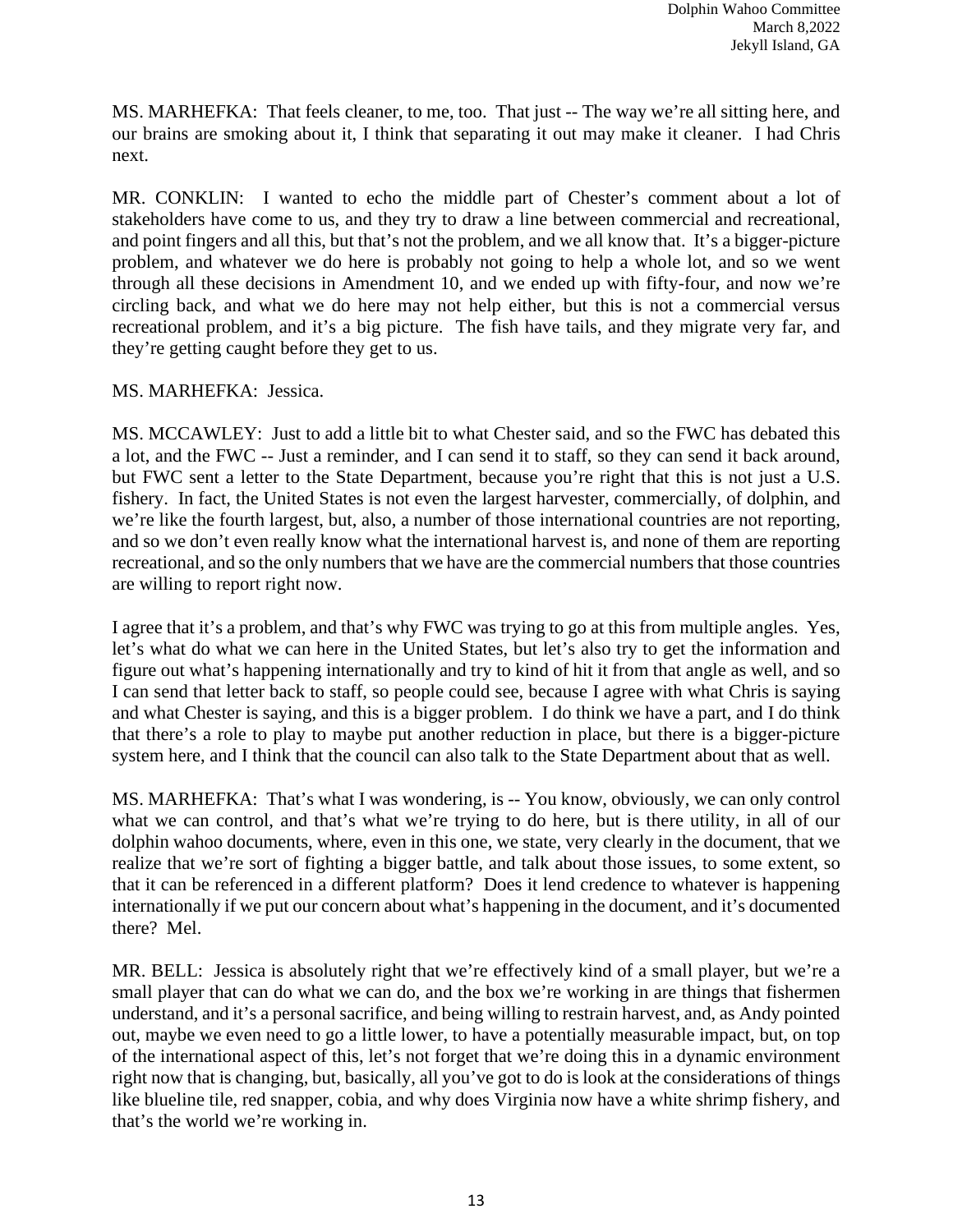MS. MARHEFKA: That feels cleaner, to me, too. That just -- The way we're all sitting here, and our brains are smoking about it, I think that separating it out may make it cleaner. I had Chris next.

MR. CONKLIN: I wanted to echo the middle part of Chester's comment about a lot of stakeholders have come to us, and they try to draw a line between commercial and recreational, and point fingers and all this, but that's not the problem, and we all know that. It's a bigger-picture problem, and whatever we do here is probably not going to help a whole lot, and so we went through all these decisions in Amendment 10, and we ended up with fifty-four, and now we're circling back, and what we do here may not help either, but this is not a commercial versus recreational problem, and it's a big picture. The fish have tails, and they migrate very far, and they're getting caught before they get to us.

MS. MARHEFKA: Jessica.

MS. MCCAWLEY: Just to add a little bit to what Chester said, and so the FWC has debated this a lot, and the FWC -- Just a reminder, and I can send it to staff, so they can send it back around, but FWC sent a letter to the State Department, because you're right that this is not just a U.S. fishery. In fact, the United States is not even the largest harvester, commercially, of dolphin, and we're like the fourth largest, but, also, a number of those international countries are not reporting, and so we don't even really know what the international harvest is, and none of them are reporting recreational, and so the only numbers that we have are the commercial numbers that those countries are willing to report right now.

I agree that it's a problem, and that's why FWC was trying to go at this from multiple angles. Yes, let's what do what we can here in the United States, but let's also try to get the information and figure out what's happening internationally and try to kind of hit it from that angle as well, and so I can send that letter back to staff, so people could see, because I agree with what Chris is saying and what Chester is saying, and this is a bigger problem. I do think we have a part, and I do think that there's a role to play to maybe put another reduction in place, but there is a bigger-picture system here, and I think that the council can also talk to the State Department about that as well.

MS. MARHEFKA: That's what I was wondering, is -- You know, obviously, we can only control what we can control, and that's what we're trying to do here, but is there utility, in all of our dolphin wahoo documents, where, even in this one, we state, very clearly in the document, that we realize that we're sort of fighting a bigger battle, and talk about those issues, to some extent, so that it can be referenced in a different platform? Does it lend credence to whatever is happening internationally if we put our concern about what's happening in the document, and it's documented there? Mel.

MR. BELL: Jessica is absolutely right that we're effectively kind of a small player, but we're a small player that can do what we can do, and the box we're working in are things that fishermen understand, and it's a personal sacrifice, and being willing to restrain harvest, and, as Andy pointed out, maybe we even need to go a little lower, to have a potentially measurable impact, but, on top of the international aspect of this, let's not forget that we're doing this in a dynamic environment right now that is changing, but, basically, all you've got to do is look at the considerations of things like blueline tile, red snapper, cobia, and why does Virginia now have a white shrimp fishery, and that's the world we're working in.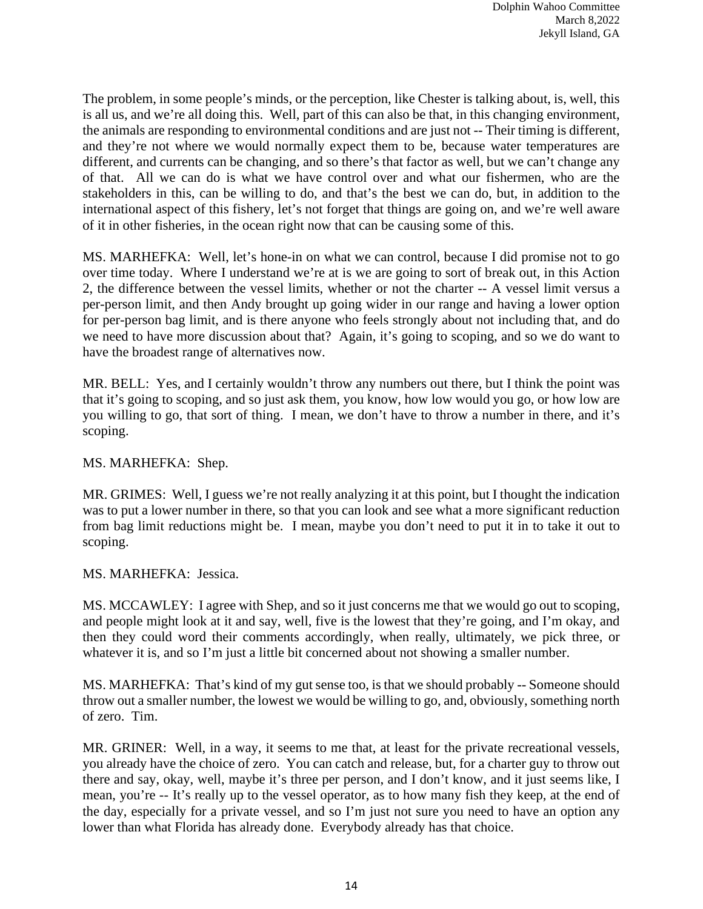The problem, in some people's minds, or the perception, like Chester is talking about, is, well, this is all us, and we're all doing this. Well, part of this can also be that, in this changing environment, the animals are responding to environmental conditions and are just not -- Their timing is different, and they're not where we would normally expect them to be, because water temperatures are different, and currents can be changing, and so there's that factor as well, but we can't change any of that. All we can do is what we have control over and what our fishermen, who are the stakeholders in this, can be willing to do, and that's the best we can do, but, in addition to the international aspect of this fishery, let's not forget that things are going on, and we're well aware of it in other fisheries, in the ocean right now that can be causing some of this.

MS. MARHEFKA: Well, let's hone-in on what we can control, because I did promise not to go over time today. Where I understand we're at is we are going to sort of break out, in this Action 2, the difference between the vessel limits, whether or not the charter -- A vessel limit versus a per-person limit, and then Andy brought up going wider in our range and having a lower option for per-person bag limit, and is there anyone who feels strongly about not including that, and do we need to have more discussion about that? Again, it's going to scoping, and so we do want to have the broadest range of alternatives now.

MR. BELL: Yes, and I certainly wouldn't throw any numbers out there, but I think the point was that it's going to scoping, and so just ask them, you know, how low would you go, or how low are you willing to go, that sort of thing. I mean, we don't have to throw a number in there, and it's scoping.

MS. MARHEFKA: Shep.

MR. GRIMES: Well, I guess we're not really analyzing it at this point, but I thought the indication was to put a lower number in there, so that you can look and see what a more significant reduction from bag limit reductions might be. I mean, maybe you don't need to put it in to take it out to scoping.

MS. MARHEFKA: Jessica.

MS. MCCAWLEY: I agree with Shep, and so it just concerns me that we would go out to scoping, and people might look at it and say, well, five is the lowest that they're going, and I'm okay, and then they could word their comments accordingly, when really, ultimately, we pick three, or whatever it is, and so I'm just a little bit concerned about not showing a smaller number.

MS. MARHEFKA: That's kind of my gut sense too, is that we should probably -- Someone should throw out a smaller number, the lowest we would be willing to go, and, obviously, something north of zero. Tim.

MR. GRINER: Well, in a way, it seems to me that, at least for the private recreational vessels, you already have the choice of zero. You can catch and release, but, for a charter guy to throw out there and say, okay, well, maybe it's three per person, and I don't know, and it just seems like, I mean, you're -- It's really up to the vessel operator, as to how many fish they keep, at the end of the day, especially for a private vessel, and so I'm just not sure you need to have an option any lower than what Florida has already done. Everybody already has that choice.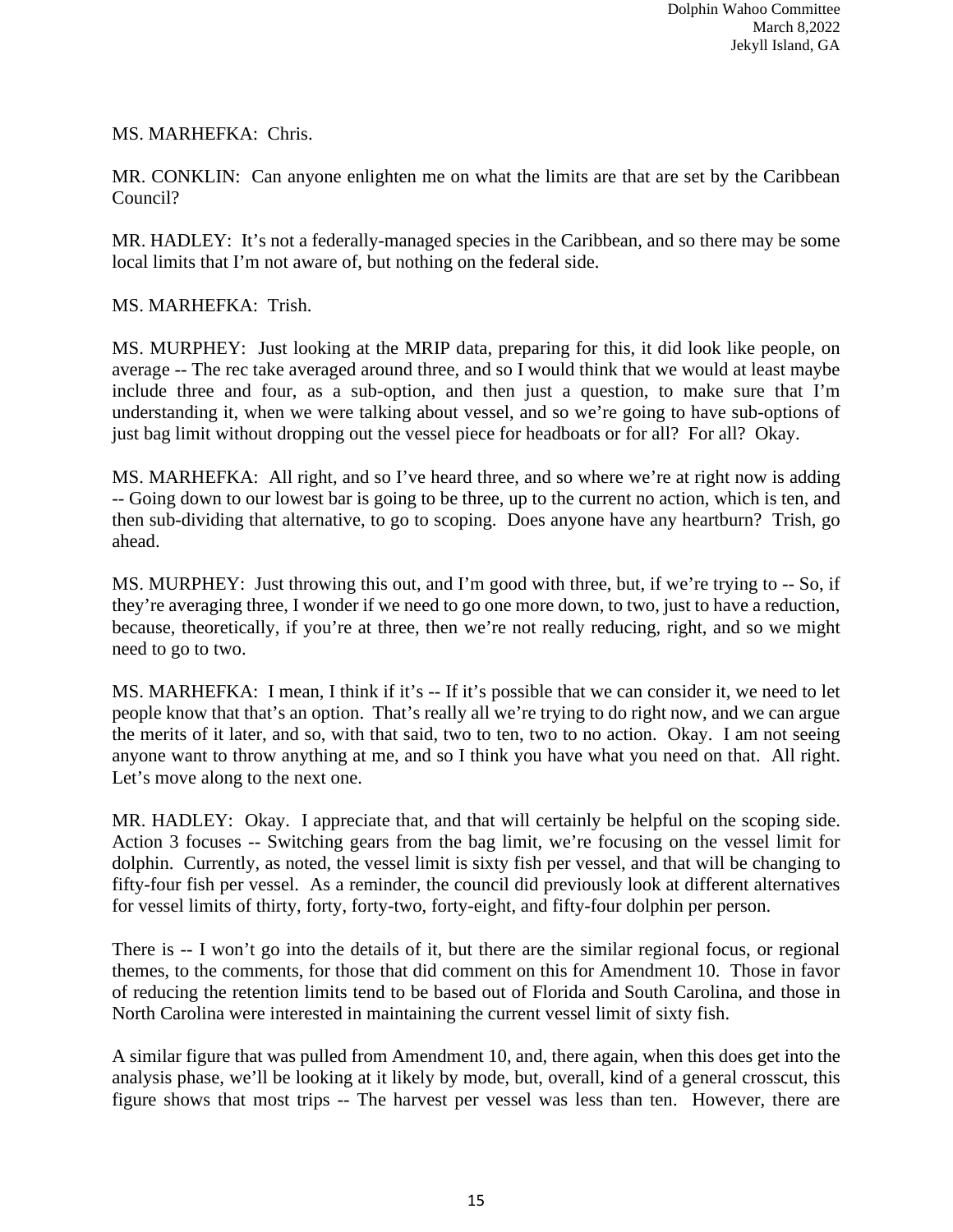MS. MARHEFKA: Chris.

MR. CONKLIN: Can anyone enlighten me on what the limits are that are set by the Caribbean Council?

MR. HADLEY: It's not a federally-managed species in the Caribbean, and so there may be some local limits that I'm not aware of, but nothing on the federal side.

MS. MARHEFKA: Trish.

MS. MURPHEY: Just looking at the MRIP data, preparing for this, it did look like people, on average -- The rec take averaged around three, and so I would think that we would at least maybe include three and four, as a sub-option, and then just a question, to make sure that I'm understanding it, when we were talking about vessel, and so we're going to have sub-options of just bag limit without dropping out the vessel piece for headboats or for all? For all? Okay.

MS. MARHEFKA: All right, and so I've heard three, and so where we're at right now is adding -- Going down to our lowest bar is going to be three, up to the current no action, which is ten, and then sub-dividing that alternative, to go to scoping. Does anyone have any heartburn? Trish, go ahead.

MS. MURPHEY: Just throwing this out, and I'm good with three, but, if we're trying to -- So, if they're averaging three, I wonder if we need to go one more down, to two, just to have a reduction, because, theoretically, if you're at three, then we're not really reducing, right, and so we might need to go to two.

MS. MARHEFKA: I mean, I think if it's -- If it's possible that we can consider it, we need to let people know that that's an option. That's really all we're trying to do right now, and we can argue the merits of it later, and so, with that said, two to ten, two to no action. Okay. I am not seeing anyone want to throw anything at me, and so I think you have what you need on that. All right. Let's move along to the next one.

MR. HADLEY: Okay. I appreciate that, and that will certainly be helpful on the scoping side. Action 3 focuses -- Switching gears from the bag limit, we're focusing on the vessel limit for dolphin. Currently, as noted, the vessel limit is sixty fish per vessel, and that will be changing to fifty-four fish per vessel. As a reminder, the council did previously look at different alternatives for vessel limits of thirty, forty, forty-two, forty-eight, and fifty-four dolphin per person.

There is -- I won't go into the details of it, but there are the similar regional focus, or regional themes, to the comments, for those that did comment on this for Amendment 10. Those in favor of reducing the retention limits tend to be based out of Florida and South Carolina, and those in North Carolina were interested in maintaining the current vessel limit of sixty fish.

A similar figure that was pulled from Amendment 10, and, there again, when this does get into the analysis phase, we'll be looking at it likely by mode, but, overall, kind of a general crosscut, this figure shows that most trips -- The harvest per vessel was less than ten. However, there are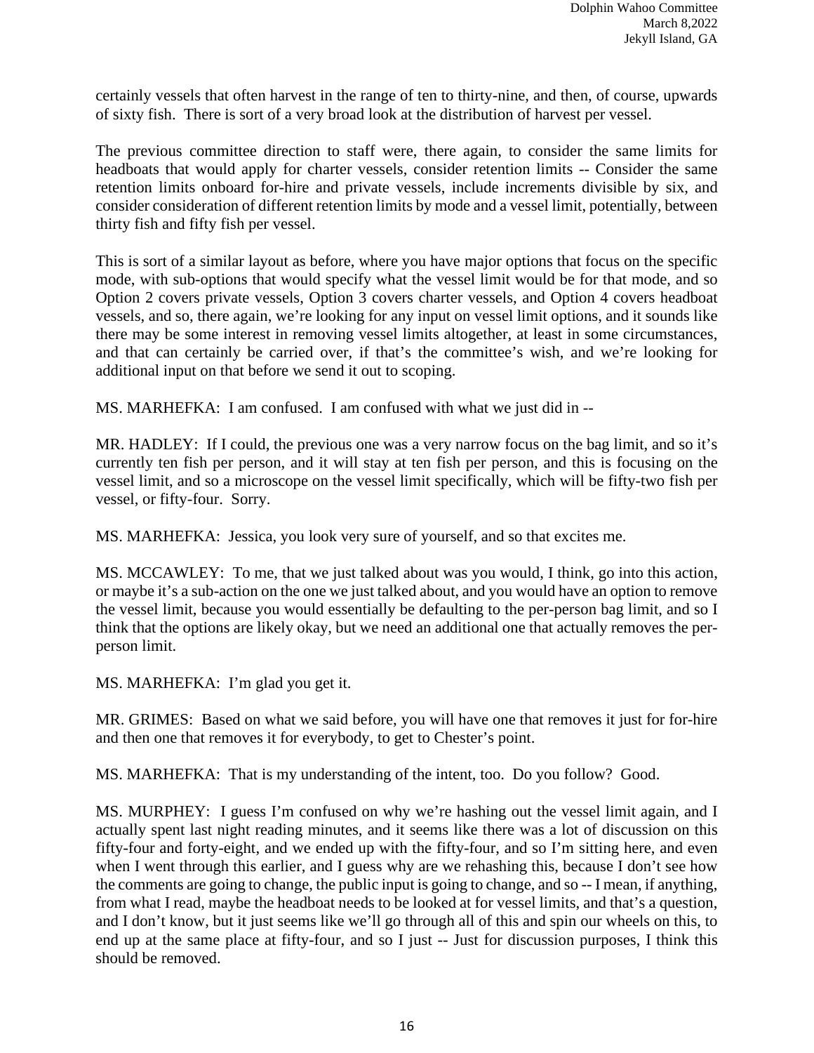certainly vessels that often harvest in the range of ten to thirty-nine, and then, of course, upwards of sixty fish. There is sort of a very broad look at the distribution of harvest per vessel.

The previous committee direction to staff were, there again, to consider the same limits for headboats that would apply for charter vessels, consider retention limits -- Consider the same retention limits onboard for-hire and private vessels, include increments divisible by six, and consider consideration of different retention limits by mode and a vessel limit, potentially, between thirty fish and fifty fish per vessel.

This is sort of a similar layout as before, where you have major options that focus on the specific mode, with sub-options that would specify what the vessel limit would be for that mode, and so Option 2 covers private vessels, Option 3 covers charter vessels, and Option 4 covers headboat vessels, and so, there again, we're looking for any input on vessel limit options, and it sounds like there may be some interest in removing vessel limits altogether, at least in some circumstances, and that can certainly be carried over, if that's the committee's wish, and we're looking for additional input on that before we send it out to scoping.

MS. MARHEFKA: I am confused. I am confused with what we just did in --

MR. HADLEY: If I could, the previous one was a very narrow focus on the bag limit, and so it's currently ten fish per person, and it will stay at ten fish per person, and this is focusing on the vessel limit, and so a microscope on the vessel limit specifically, which will be fifty-two fish per vessel, or fifty-four. Sorry.

MS. MARHEFKA: Jessica, you look very sure of yourself, and so that excites me.

MS. MCCAWLEY: To me, that we just talked about was you would, I think, go into this action, or maybe it's a sub-action on the one we just talked about, and you would have an option to remove the vessel limit, because you would essentially be defaulting to the per-person bag limit, and so I think that the options are likely okay, but we need an additional one that actually removes the per-person limit.

MS. MARHEFKA: I'm glad you get it.

MR. GRIMES: Based on what we said before, you will have one that removes it just for for-hire and then one that removes it for everybody, to get to Chester's point.

MS. MARHEFKA: That is my understanding of the intent, too. Do you follow? Good.

MS. MURPHEY: I guess I'm confused on why we're hashing out the vessel limit again, and I actually spent last night reading minutes, and it seems like there was a lot of discussion on this fifty-four and forty-eight, and we ended up with the fifty-four, and so I'm sitting here, and even when I went through this earlier, and I guess why are we rehashing this, because I don't see how the comments are going to change, the public input is going to change, and so -- I mean, if anything, from what I read, maybe the headboat needs to be looked at for vessel limits, and that's a question, and I don't know, but it just seems like we'll go through all of this and spin our wheels on this, to end up at the same place at fifty-four, and so I just -- Just for discussion purposes, I think this should be removed.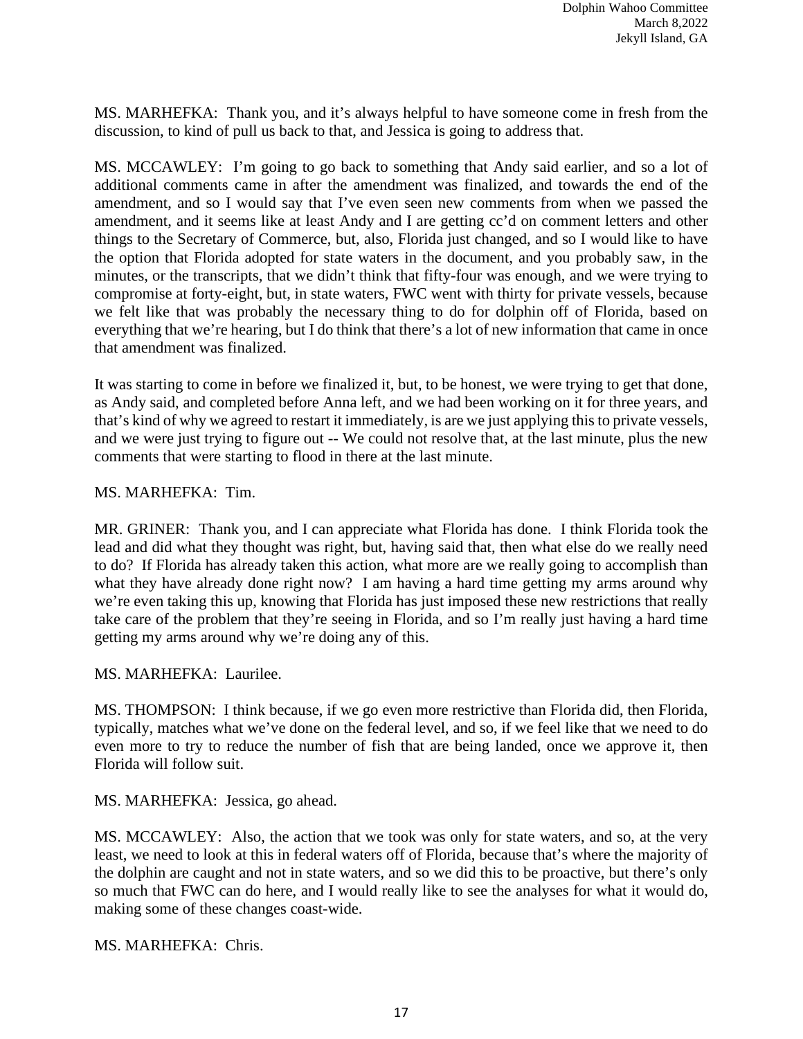MS. MARHEFKA: Thank you, and it's always helpful to have someone come in fresh from the discussion, to kind of pull us back to that, and Jessica is going to address that.

MS. MCCAWLEY: I'm going to go back to something that Andy said earlier, and so a lot of additional comments came in after the amendment was finalized, and towards the end of the amendment, and so I would say that I've even seen new comments from when we passed the amendment, and it seems like at least Andy and I are getting cc'd on comment letters and other things to the Secretary of Commerce, but, also, Florida just changed, and so I would like to have the option that Florida adopted for state waters in the document, and you probably saw, in the minutes, or the transcripts, that we didn't think that fifty-four was enough, and we were trying to compromise at forty-eight, but, in state waters, FWC went with thirty for private vessels, because we felt like that was probably the necessary thing to do for dolphin off of Florida, based on everything that we're hearing, but I do think that there's a lot of new information that came in once that amendment was finalized.

It was starting to come in before we finalized it, but, to be honest, we were trying to get that done, as Andy said, and completed before Anna left, and we had been working on it for three years, and that's kind of why we agreed to restart it immediately, is are we just applying this to private vessels, and we were just trying to figure out -- We could not resolve that, at the last minute, plus the new comments that were starting to flood in there at the last minute.

MS. MARHEFKA: Tim.

MR. GRINER: Thank you, and I can appreciate what Florida has done. I think Florida took the lead and did what they thought was right, but, having said that, then what else do we really need to do? If Florida has already taken this action, what more are we really going to accomplish than what they have already done right now? I am having a hard time getting my arms around why we're even taking this up, knowing that Florida has just imposed these new restrictions that really take care of the problem that they're seeing in Florida, and so I'm really just having a hard time getting my arms around why we're doing any of this.

MS. MARHEFKA: Laurilee.

MS. THOMPSON: I think because, if we go even more restrictive than Florida did, then Florida, typically, matches what we've done on the federal level, and so, if we feel like that we need to do even more to try to reduce the number of fish that are being landed, once we approve it, then Florida will follow suit.

MS. MARHEFKA: Jessica, go ahead.

MS. MCCAWLEY: Also, the action that we took was only for state waters, and so, at the very least, we need to look at this in federal waters off of Florida, because that's where the majority of the dolphin are caught and not in state waters, and so we did this to be proactive, but there's only so much that FWC can do here, and I would really like to see the analyses for what it would do, making some of these changes coast-wide.

MS. MARHEFKA: Chris.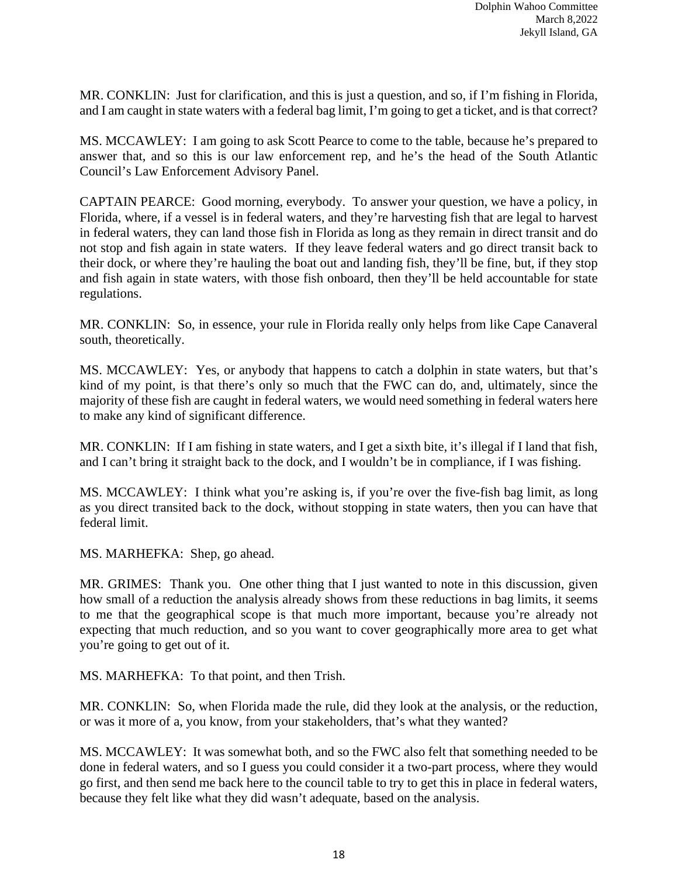MR. CONKLIN: Just for clarification, and this is just a question, and so, if I'm fishing in Florida, and I am caught in state waters with a federal bag limit, I'm going to get a ticket, and is that correct?

MS. MCCAWLEY: I am going to ask Scott Pearce to come to the table, because he's prepared to answer that, and so this is our law enforcement rep, and he's the head of the South Atlantic Council's Law Enforcement Advisory Panel.

CAPTAIN PEARCE: Good morning, everybody. To answer your question, we have a policy, in Florida, where, if a vessel is in federal waters, and they're harvesting fish that are legal to harvest in federal waters, they can land those fish in Florida as long as they remain in direct transit and do not stop and fish again in state waters. If they leave federal waters and go direct transit back to their dock, or where they're hauling the boat out and landing fish, they'll be fine, but, if they stop and fish again in state waters, with those fish onboard, then they'll be held accountable for state regulations.

MR. CONKLIN: So, in essence, your rule in Florida really only helps from like Cape Canaveral south, theoretically.

MS. MCCAWLEY: Yes, or anybody that happens to catch a dolphin in state waters, but that's kind of my point, is that there's only so much that the FWC can do, and, ultimately, since the majority of these fish are caught in federal waters, we would need something in federal waters here to make any kind of significant difference.

MR. CONKLIN: If I am fishing in state waters, and I get a sixth bite, it's illegal if I land that fish, and I can't bring it straight back to the dock, and I wouldn't be in compliance, if I was fishing.

MS. MCCAWLEY: I think what you're asking is, if you're over the five-fish bag limit, as long as you direct transited back to the dock, without stopping in state waters, then you can have that federal limit.

MS. MARHEFKA: Shep, go ahead.

MR. GRIMES: Thank you. One other thing that I just wanted to note in this discussion, given how small of a reduction the analysis already shows from these reductions in bag limits, it seems to me that the geographical scope is that much more important, because you're already not expecting that much reduction, and so you want to cover geographically more area to get what you're going to get out of it.

MS. MARHEFKA: To that point, and then Trish.

MR. CONKLIN: So, when Florida made the rule, did they look at the analysis, or the reduction, or was it more of a, you know, from your stakeholders, that's what they wanted?

MS. MCCAWLEY: It was somewhat both, and so the FWC also felt that something needed to be done in federal waters, and so I guess you could consider it a two-part process, where they would go first, and then send me back here to the council table to try to get this in place in federal waters, because they felt like what they did wasn't adequate, based on the analysis.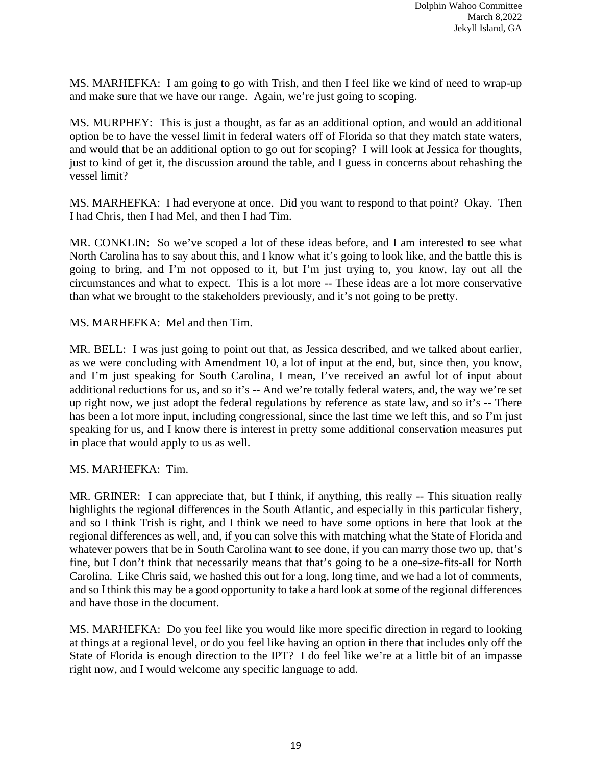MS. MARHEFKA: I am going to go with Trish, and then I feel like we kind of need to wrap-up and make sure that we have our range. Again, we're just going to scoping.

MS. MURPHEY: This is just a thought, as far as an additional option, and would an additional option be to have the vessel limit in federal waters off of Florida so that they match state waters, and would that be an additional option to go out for scoping? I will look at Jessica for thoughts, just to kind of get it, the discussion around the table, and I guess in concerns about rehashing the vessel limit?

MS. MARHEFKA: I had everyone at once. Did you want to respond to that point? Okay. Then I had Chris, then I had Mel, and then I had Tim.

MR. CONKLIN: So we've scoped a lot of these ideas before, and I am interested to see what North Carolina has to say about this, and I know what it's going to look like, and the battle this is going to bring, and I'm not opposed to it, but I'm just trying to, you know, lay out all the circumstances and what to expect. This is a lot more -- These ideas are a lot more conservative than what we brought to the stakeholders previously, and it's not going to be pretty.

MS. MARHEFKA: Mel and then Tim.

MR. BELL: I was just going to point out that, as Jessica described, and we talked about earlier, as we were concluding with Amendment 10, a lot of input at the end, but, since then, you know, and I'm just speaking for South Carolina, I mean, I've received an awful lot of input about additional reductions for us, and so it's -- And we're totally federal waters, and, the way we're set up right now, we just adopt the federal regulations by reference as state law, and so it's -- There has been a lot more input, including congressional, since the last time we left this, and so I'm just speaking for us, and I know there is interest in pretty some additional conservation measures put in place that would apply to us as well.

MS. MARHEFKA: Tim.

MR. GRINER: I can appreciate that, but I think, if anything, this really -- This situation really highlights the regional differences in the South Atlantic, and especially in this particular fishery, and so I think Trish is right, and I think we need to have some options in here that look at the regional differences as well, and, if you can solve this with matching what the State of Florida and whatever powers that be in South Carolina want to see done, if you can marry those two up, that's fine, but I don't think that necessarily means that that's going to be a one-size-fits-all for North Carolina. Like Chris said, we hashed this out for a long, long time, and we had a lot of comments, and so I think this may be a good opportunity to take a hard look at some of the regional differences and have those in the document.

MS. MARHEFKA: Do you feel like you would like more specific direction in regard to looking at things at a regional level, or do you feel like having an option in there that includes only off the State of Florida is enough direction to the IPT? I do feel like we're at a little bit of an impasse right now, and I would welcome any specific language to add.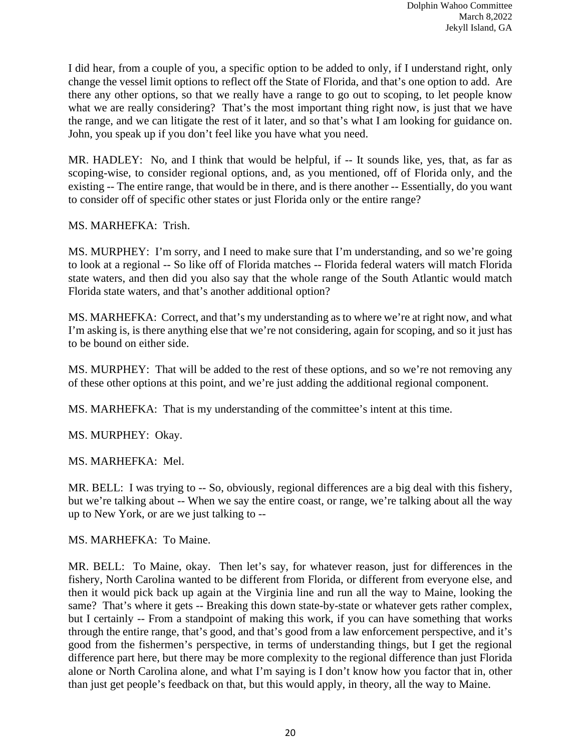I did hear, from a couple of you, a specific option to be added to only, if I understand right, only change the vessel limit options to reflect off the State of Florida, and that's one option to add. Are there any other options, so that we really have a range to go out to scoping, to let people know what we are really considering? That's the most important thing right now, is just that we have the range, and we can litigate the rest of it later, and so that's what I am looking for guidance on. John, you speak up if you don't feel like you have what you need.

MR. HADLEY: No, and I think that would be helpful, if -- It sounds like, yes, that, as far as scoping-wise, to consider regional options, and, as you mentioned, off of Florida only, and the existing -- The entire range, that would be in there, and is there another -- Essentially, do you want to consider off of specific other states or just Florida only or the entire range?

MS. MARHEFKA: Trish.

MS. MURPHEY: I'm sorry, and I need to make sure that I'm understanding, and so we're going to look at a regional -- So like off of Florida matches -- Florida federal waters will match Florida state waters, and then did you also say that the whole range of the South Atlantic would match Florida state waters, and that's another additional option?

MS. MARHEFKA: Correct, and that's my understanding as to where we're at right now, and what I'm asking is, is there anything else that we're not considering, again for scoping, and so it just has to be bound on either side.

MS. MURPHEY: That will be added to the rest of these options, and so we're not removing any of these other options at this point, and we're just adding the additional regional component.

MS. MARHEFKA: That is my understanding of the committee's intent at this time.

MS. MURPHEY: Okay.

MS. MARHEFKA: Mel.

MR. BELL: I was trying to -- So, obviously, regional differences are a big deal with this fishery, but we're talking about -- When we say the entire coast, or range, we're talking about all the way up to New York, or are we just talking to --

MS. MARHEFKA: To Maine.

MR. BELL: To Maine, okay. Then let's say, for whatever reason, just for differences in the fishery, North Carolina wanted to be different from Florida, or different from everyone else, and then it would pick back up again at the Virginia line and run all the way to Maine, looking the same? That's where it gets -- Breaking this down state-by-state or whatever gets rather complex, but I certainly -- From a standpoint of making this work, if you can have something that works through the entire range, that's good, and that's good from a law enforcement perspective, and it's good from the fishermen's perspective, in terms of understanding things, but I get the regional difference part here, but there may be more complexity to the regional difference than just Florida alone or North Carolina alone, and what I'm saying is I don't know how you factor that in, other than just get people's feedback on that, but this would apply, in theory, all the way to Maine.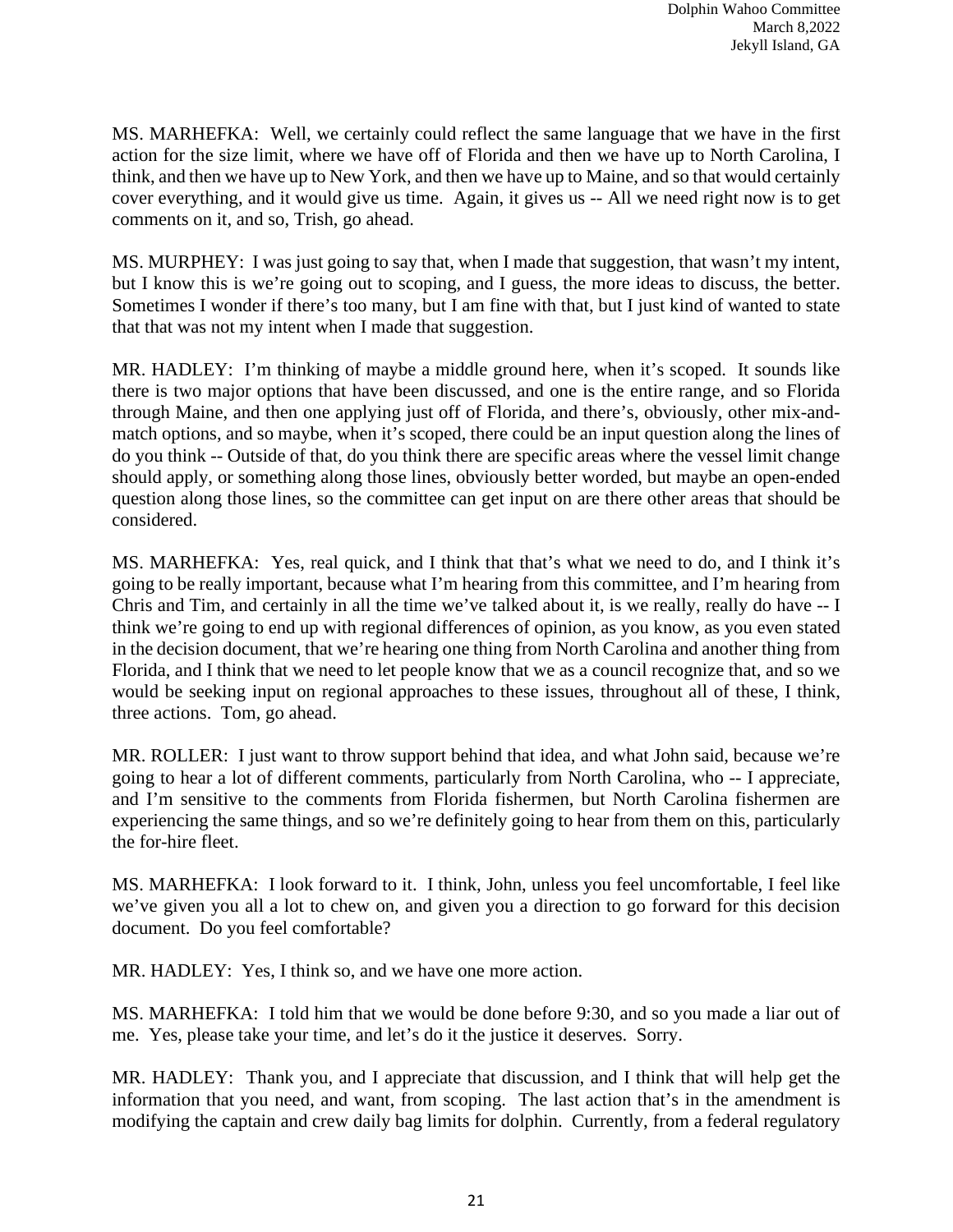MS. MARHEFKA: Well, we certainly could reflect the same language that we have in the first action for the size limit, where we have off of Florida and then we have up to North Carolina, I think, and then we have up to New York, and then we have up to Maine, and so that would certainly cover everything, and it would give us time. Again, it gives us -- All we need right now is to get comments on it, and so, Trish, go ahead.

MS. MURPHEY: I was just going to say that, when I made that suggestion, that wasn't my intent, but I know this is we're going out to scoping, and I guess, the more ideas to discuss, the better. Sometimes I wonder if there's too many, but I am fine with that, but I just kind of wanted to state that that was not my intent when I made that suggestion.

MR. HADLEY: I'm thinking of maybe a middle ground here, when it's scoped. It sounds like there is two major options that have been discussed, and one is the entire range, and so Florida through Maine, and then one applying just off of Florida, and there's, obviously, other mix-and-match options, and so maybe, when it's scoped, there could be an input question along the lines of do you think -- Outside of that, do you think there are specific areas where the vessel limit change should apply, or something along those lines, obviously better worded, but maybe an open-ended question along those lines, so the committee can get input on are there other areas that should be considered.

MS. MARHEFKA: Yes, real quick, and I think that that's what we need to do, and I think it's going to be really important, because what I'm hearing from this committee, and I'm hearing from Chris and Tim, and certainly in all the time we've talked about it, is we really, really do have -- I think we're going to end up with regional differences of opinion, as you know, as you even stated in the decision document, that we're hearing one thing from North Carolina and another thing from Florida, and I think that we need to let people know that we as a council recognize that, and so we would be seeking input on regional approaches to these issues, throughout all of these, I think, three actions. Tom, go ahead.

MR. ROLLER: I just want to throw support behind that idea, and what John said, because we're going to hear a lot of different comments, particularly from North Carolina, who -- I appreciate, and I'm sensitive to the comments from Florida fishermen, but North Carolina fishermen are experiencing the same things, and so we're definitely going to hear from them on this, particularly the for-hire fleet.

MS. MARHEFKA: I look forward to it. I think, John, unless you feel uncomfortable, I feel like we've given you all a lot to chew on, and given you a direction to go forward for this decision document. Do you feel comfortable?

MR. HADLEY: Yes, I think so, and we have one more action.

MS. MARHEFKA: I told him that we would be done before 9:30, and so you made a liar out of me. Yes, please take your time, and let's do it the justice it deserves. Sorry.

MR. HADLEY: Thank you, and I appreciate that discussion, and I think that will help get the information that you need, and want, from scoping. The last action that's in the amendment is modifying the captain and crew daily bag limits for dolphin. Currently, from a federal regulatory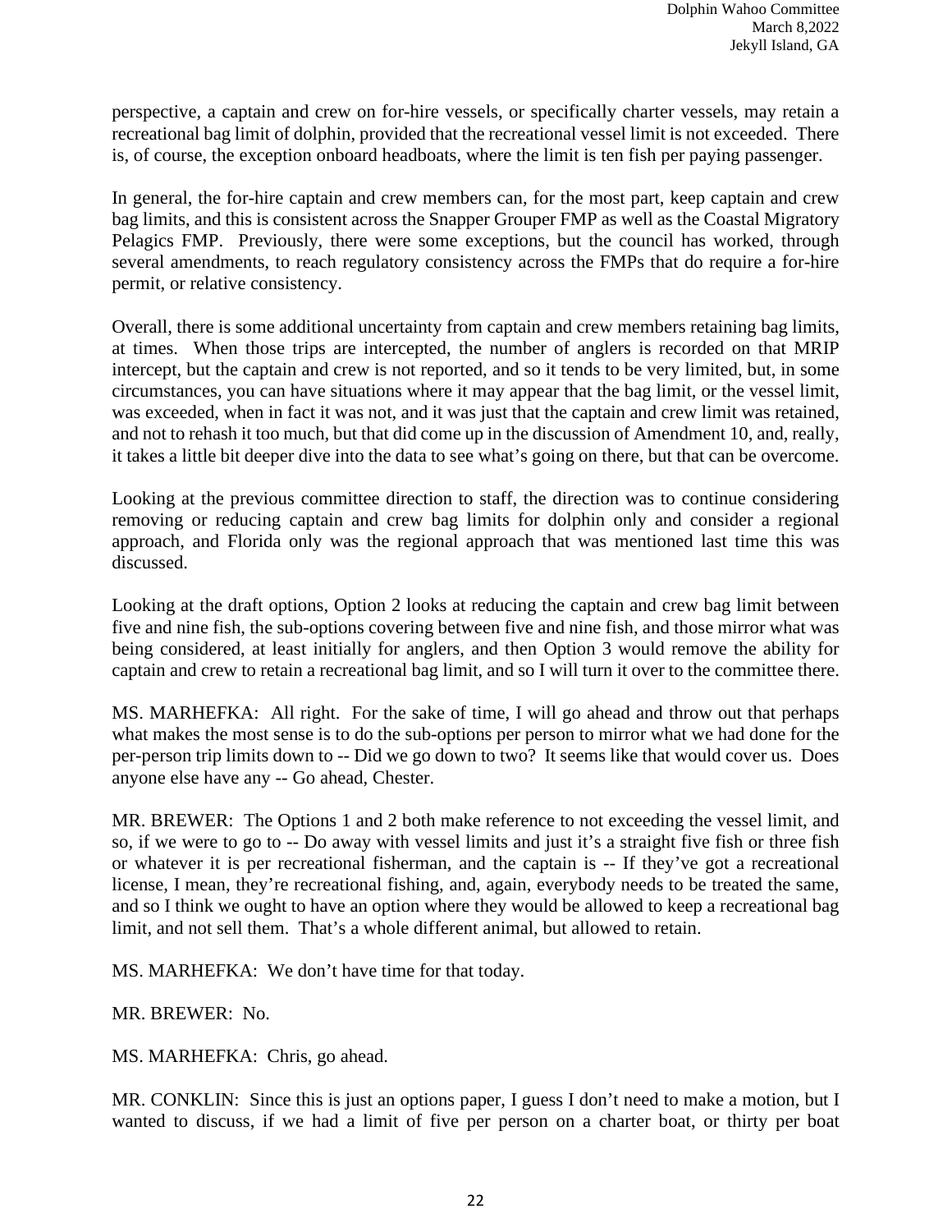perspective, a captain and crew on for-hire vessels, or specifically charter vessels, may retain a recreational bag limit of dolphin, provided that the recreational vessel limit is not exceeded. There is, of course, the exception onboard headboats, where the limit is ten fish per paying passenger.

In general, the for-hire captain and crew members can, for the most part, keep captain and crew bag limits, and this is consistent across the Snapper Grouper FMP as well as the Coastal Migratory Pelagics FMP. Previously, there were some exceptions, but the council has worked, through several amendments, to reach regulatory consistency across the FMPs that do require a for-hire permit, or relative consistency.

Overall, there is some additional uncertainty from captain and crew members retaining bag limits, at times. When those trips are intercepted, the number of anglers is recorded on that MRIP intercept, but the captain and crew is not reported, and so it tends to be very limited, but, in some circumstances, you can have situations where it may appear that the bag limit, or the vessel limit, was exceeded, when in fact it was not, and it was just that the captain and crew limit was retained, and not to rehash it too much, but that did come up in the discussion of Amendment 10, and, really, it takes a little bit deeper dive into the data to see what's going on there, but that can be overcome.

Looking at the previous committee direction to staff, the direction was to continue considering removing or reducing captain and crew bag limits for dolphin only and consider a regional approach, and Florida only was the regional approach that was mentioned last time this was discussed.

Looking at the draft options, Option 2 looks at reducing the captain and crew bag limit between five and nine fish, the sub-options covering between five and nine fish, and those mirror what was being considered, at least initially for anglers, and then Option 3 would remove the ability for captain and crew to retain a recreational bag limit, and so I will turn it over to the committee there.

MS. MARHEFKA: All right. For the sake of time, I will go ahead and throw out that perhaps what makes the most sense is to do the sub-options per person to mirror what we had done for the per-person trip limits down to -- Did we go down to two? It seems like that would cover us. Does anyone else have any -- Go ahead, Chester.

MR. BREWER: The Options 1 and 2 both make reference to not exceeding the vessel limit, and so, if we were to go to -- Do away with vessel limits and just it's a straight five fish or three fish or whatever it is per recreational fisherman, and the captain is -- If they've got a recreational license, I mean, they're recreational fishing, and, again, everybody needs to be treated the same, and so I think we ought to have an option where they would be allowed to keep a recreational bag limit, and not sell them. That's a whole different animal, but allowed to retain.

MS. MARHEFKA: We don't have time for that today.

MR. BREWER: No.

MS. MARHEFKA: Chris, go ahead.

MR. CONKLIN: Since this is just an options paper, I guess I don't need to make a motion, but I wanted to discuss, if we had a limit of five per person on a charter boat, or thirty per boat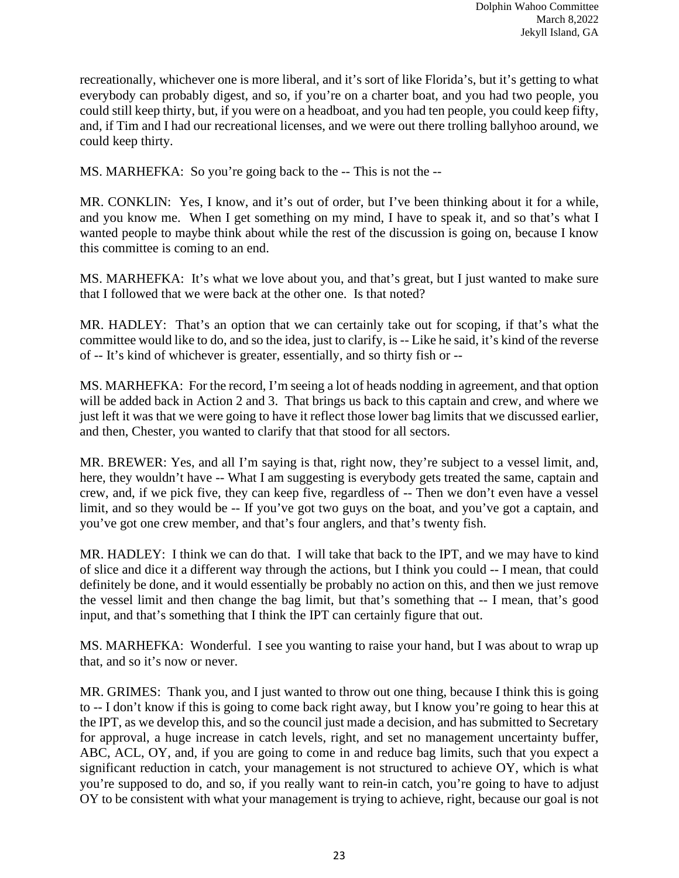recreationally, whichever one is more liberal, and it's sort of like Florida's, but it's getting to what everybody can probably digest, and so, if you're on a charter boat, and you had two people, you could still keep thirty, but, if you were on a headboat, and you had ten people, you could keep fifty, and, if Tim and I had our recreational licenses, and we were out there trolling ballyhoo around, we could keep thirty.

MS. MARHEFKA: So you're going back to the -- This is not the --

MR. CONKLIN: Yes, I know, and it's out of order, but I've been thinking about it for a while, and you know me. When I get something on my mind, I have to speak it, and so that's what I wanted people to maybe think about while the rest of the discussion is going on, because I know this committee is coming to an end.

MS. MARHEFKA: It's what we love about you, and that's great, but I just wanted to make sure that I followed that we were back at the other one. Is that noted?

MR. HADLEY: That's an option that we can certainly take out for scoping, if that's what the committee would like to do, and so the idea, just to clarify, is -- Like he said, it's kind of the reverse of -- It's kind of whichever is greater, essentially, and so thirty fish or --

MS. MARHEFKA: For the record, I'm seeing a lot of heads nodding in agreement, and that option will be added back in Action 2 and 3. That brings us back to this captain and crew, and where we just left it was that we were going to have it reflect those lower bag limits that we discussed earlier, and then, Chester, you wanted to clarify that that stood for all sectors.

MR. BREWER: Yes, and all I'm saying is that, right now, they're subject to a vessel limit, and, here, they wouldn't have -- What I am suggesting is everybody gets treated the same, captain and crew, and, if we pick five, they can keep five, regardless of -- Then we don't even have a vessel limit, and so they would be -- If you've got two guys on the boat, and you've got a captain, and you've got one crew member, and that's four anglers, and that's twenty fish.

MR. HADLEY: I think we can do that. I will take that back to the IPT, and we may have to kind of slice and dice it a different way through the actions, but I think you could -- I mean, that could definitely be done, and it would essentially be probably no action on this, and then we just remove the vessel limit and then change the bag limit, but that's something that -- I mean, that's good input, and that's something that I think the IPT can certainly figure that out.

MS. MARHEFKA: Wonderful. I see you wanting to raise your hand, but I was about to wrap up that, and so it's now or never.

MR. GRIMES: Thank you, and I just wanted to throw out one thing, because I think this is going to -- I don't know if this is going to come back right away, but I know you're going to hear this at the IPT, as we develop this, and so the council just made a decision, and has submitted to Secretary for approval, a huge increase in catch levels, right, and set no management uncertainty buffer, ABC, ACL, OY, and, if you are going to come in and reduce bag limits, such that you expect a significant reduction in catch, your management is not structured to achieve OY, which is what you're supposed to do, and so, if you really want to rein-in catch, you're going to have to adjust OY to be consistent with what your management is trying to achieve, right, because our goal is not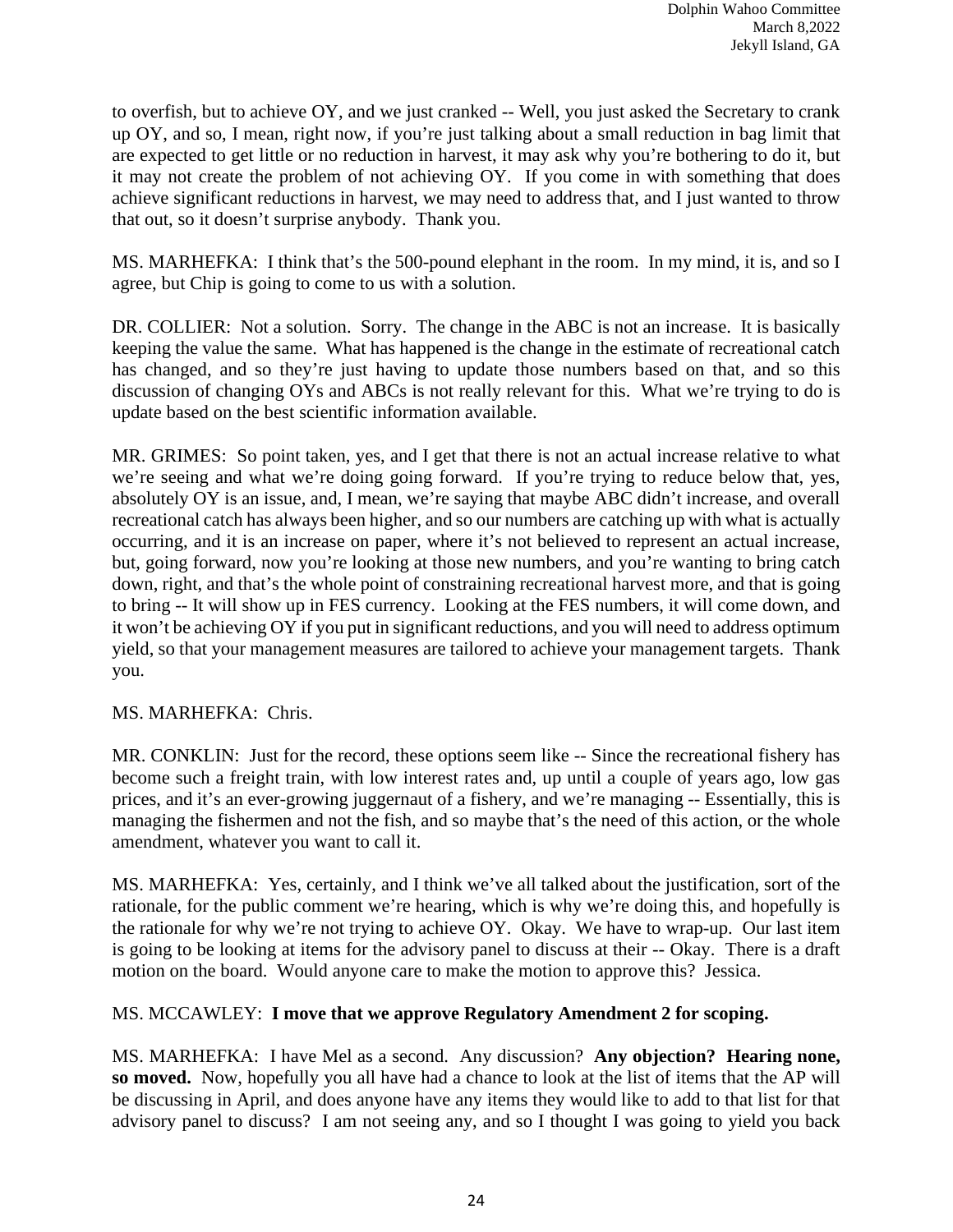to overfish, but to achieve OY, and we just cranked -- Well, you just asked the Secretary to crank up OY, and so, I mean, right now, if you're just talking about a small reduction in bag limit that are expected to get little or no reduction in harvest, it may ask why you're bothering to do it, but it may not create the problem of not achieving OY. If you come in with something that does achieve significant reductions in harvest, we may need to address that, and I just wanted to throw that out, so it doesn't surprise anybody. Thank you.

MS. MARHEFKA: I think that's the 500-pound elephant in the room. In my mind, it is, and so I agree, but Chip is going to come to us with a solution.

DR. COLLIER: Not a solution. Sorry. The change in the ABC is not an increase. It is basically keeping the value the same. What has happened is the change in the estimate of recreational catch has changed, and so they're just having to update those numbers based on that, and so this discussion of changing OYs and ABCs is not really relevant for this. What we're trying to do is update based on the best scientific information available.

MR. GRIMES: So point taken, yes, and I get that there is not an actual increase relative to what we're seeing and what we're doing going forward. If you're trying to reduce below that, yes, absolutely OY is an issue, and, I mean, we're saying that maybe ABC didn't increase, and overall recreational catch has always been higher, and so our numbers are catching up with what is actually occurring, and it is an increase on paper, where it's not believed to represent an actual increase, but, going forward, now you're looking at those new numbers, and you're wanting to bring catch down, right, and that's the whole point of constraining recreational harvest more, and that is going to bring -- It will show up in FES currency. Looking at the FES numbers, it will come down, and it won't be achieving OY if you put in significant reductions, and you will need to address optimum yield, so that your management measures are tailored to achieve your management targets. Thank you.

MS. MARHEFKA: Chris.

MR. CONKLIN: Just for the record, these options seem like -- Since the recreational fishery has become such a freight train, with low interest rates and, up until a couple of years ago, low gas prices, and it's an ever-growing juggernaut of a fishery, and we're managing -- Essentially, this is managing the fishermen and not the fish, and so maybe that's the need of this action, or the whole amendment, whatever you want to call it.

MS. MARHEFKA: Yes, certainly, and I think we've all talked about the justification, sort of the rationale, for the public comment we're hearing, which is why we're doing this, and hopefully is the rationale for why we're not trying to achieve OY. Okay. We have to wrap-up. Our last item is going to be looking at items for the advisory panel to discuss at their -- Okay. There is a draft motion on the board. Would anyone care to make the motion to approve this? Jessica.

MS. MCCAWLEY: **I move that we approve Regulatory Amendment 2 for scoping.**

MS. MARHEFKA: I have Mel as a second. Any discussion? **Any objection? Hearing none, so moved.** Now, hopefully you all have had a chance to look at the list of items that the AP will be discussing in April, and does anyone have any items they would like to add to that list for that advisory panel to discuss? I am not seeing any, and so I thought I was going to yield you back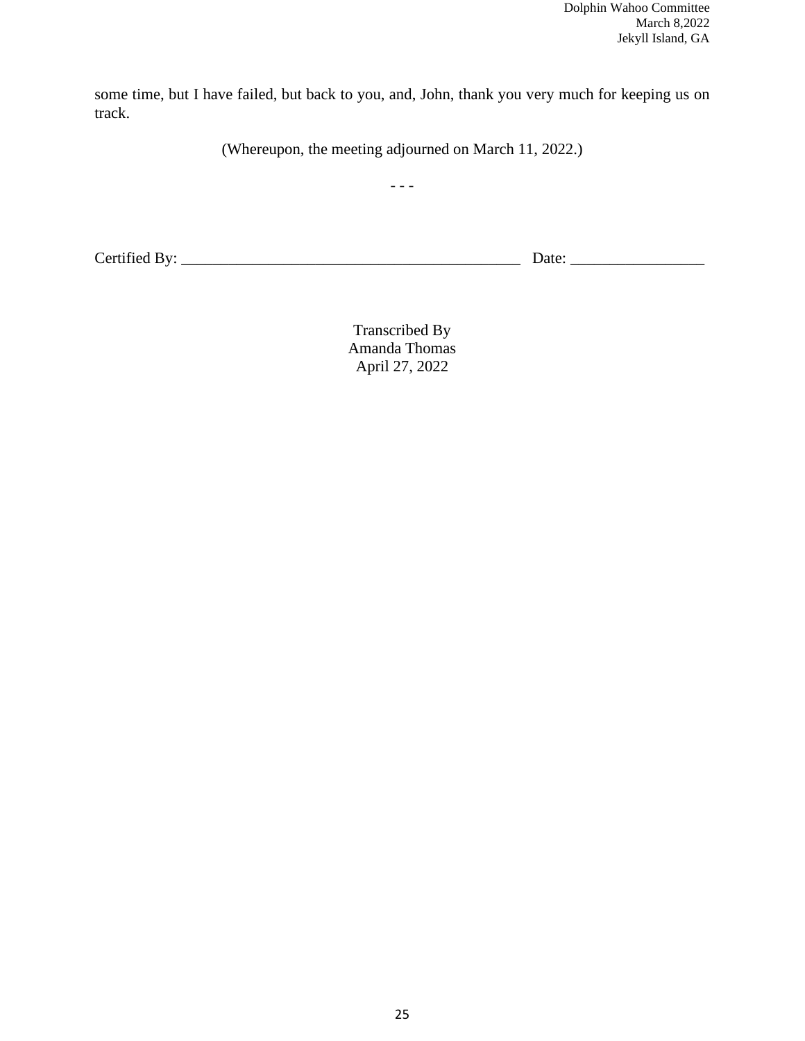some time, but I have failed, but back to you, and, John, thank you very much for keeping us on track.

(Whereupon, the meeting adjourned on March 11, 2022.)

- - -

Certified By: ___________________________________________ Date: ________________

Transcribed By
Amanda Thomas
April 27, 2022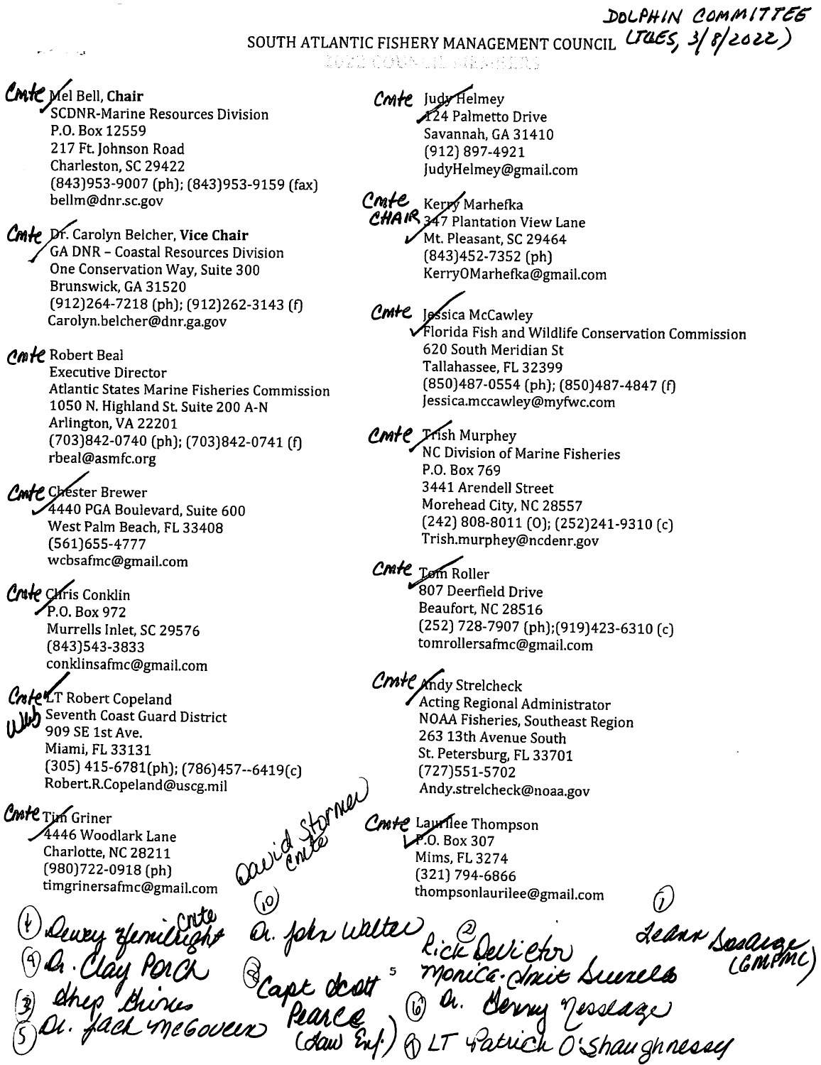DOLPHIN COMMITTEE
(TUES, 3/8/2022)

# SOUTH ATLANTIC FISHERY MANAGEMENT COUNCIL

2022 COUNCIL MEMBERS

Cmte ✓ Mel Bell, **Chair**
SCDNR-Marine Resources Division
P.O. Box 12559
217 Ft. Johnson Road
Charleston, SC 29422
(843)953-9007 (ph); (843)953-9159 (fax)
bellm@dnr.sc.gov

Cmte ✓ Dr. Carolyn Belcher, **Vice Chair**
GA DNR – Coastal Resources Division
One Conservation Way, Suite 300
Brunswick, GA 31520
(912)264-7218 (ph); (912)262-3143 (f)
Carolyn.belcher@dnr.ga.gov

Cmte Robert Beal
Executive Director
Atlantic States Marine Fisheries Commission
1050 N. Highland St. Suite 200 A-N
Arlington, VA 22201
(703)842-0740 (ph); (703)842-0741 (f)
rbeal@asmfc.org

Cmte ✓ Chester Brewer
4440 PGA Boulevard, Suite 600
West Palm Beach, FL 33408
(561)655-4777
wcbsafmc@gmail.com

Cmte ✓ Chris Conklin
P.O. Box 972
Murrells Inlet, SC 29576
(843)543-3833
conklinsafmc@gmail.com

Cmte Web LT Robert Copeland
Seventh Coast Guard District
909 SE 1st Ave.
Miami, FL 33131
(305) 415-6781(ph); (786)457--6419(c)
Robert.R.Copeland@uscg.mil

Cmte ✓ Tim Griner
4446 Woodlark Lane
Charlotte, NC 28211
(980)722-0918 (ph)
timgrinersafmc@gmail.com

Cmte ✓ Judy Helmey
124 Palmetto Drive
Savannah, GA 31410
(912) 897-4921
JudyHelmey@gmail.com

Cmte CHAIR ✓ Kerry Marhefka
347 Plantation View Lane
Mt. Pleasant, SC 29464
(843)452-7352 (ph)
KerryOMarhefka@gmail.com

Cmte ✓ Jessica McCawley
Florida Fish and Wildlife Conservation Commission
620 South Meridian St
Tallahassee, FL 32399
(850)487-0554 (ph); (850)487-4847 (f)
Jessica.mccawley@myfwc.com

Cmte ✓ Trish Murphey
NC Division of Marine Fisheries
P.O. Box 769
3441 Arendell Street
Morehead City, NC 28557
(242) 808-8011 (O); (252)241-9310 (c)
Trish.murphey@ncdenr.gov

Cmte ✓ Tom Roller
807 Deerfield Drive
Beaufort, NC 28516
(252) 728-7907 (ph);(919)423-6310 (c)
tomrollersafmc@gmail.com

Cmte ✓ Andy Strelcheck
Acting Regional Administrator
NOAA Fisheries, Southeast Region
263 13th Avenue South
St. Petersburg, FL 33701
(727)551-5702
Andy.strelcheck@noaa.gov

Cmte ✓ Laurilee Thompson
P.O. Box 307
Mims, FL 3274
(321) 794-6866
thompsonlaurilee@gmail.com

David Stormer Cmte

(4) Dewey Hemilright Cmte
(9) Dr. Clay Porch
(3) Shep Grimes
(5) Dr. Jack McGovern
(10) Dr. John Walter
(8) Capt Scott Pearce (Law Enf.)
(2) Rick DeVictor
Monica Smit-Brunello
(6) Dr. Genny Nesslage
(1) LT Patrick O'Shaughnessy
(7) Leann Bosarge (GMFMC)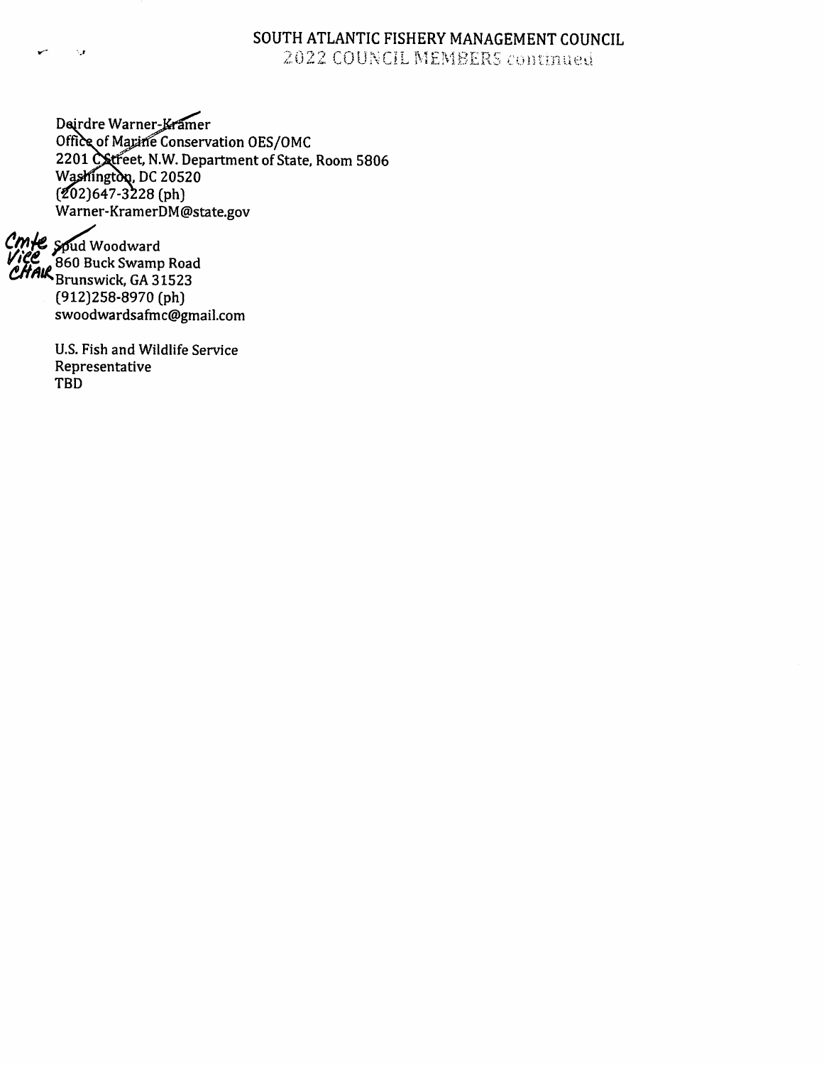# SOUTH ATLANTIC FISHERY MANAGEMENT COUNCIL

## 2022 COUNCIL MEMBERS continued

Deirdre Warner-Kramer
Office of Marine Conservation OES/OMC
2201 C Street, N.W. Department of State, Room 5806
Washington, DC 20520
(202)647-3228 (ph)
Warner-KramerDM@state.gov

Cmte Vice Chair
Spud Woodward
860 Buck Swamp Road
Brunswick, GA 31523
(912)258-8970 (ph)
swoodwardsafmc@gmail.com

U.S. Fish and Wildlife Service
Representative
TBD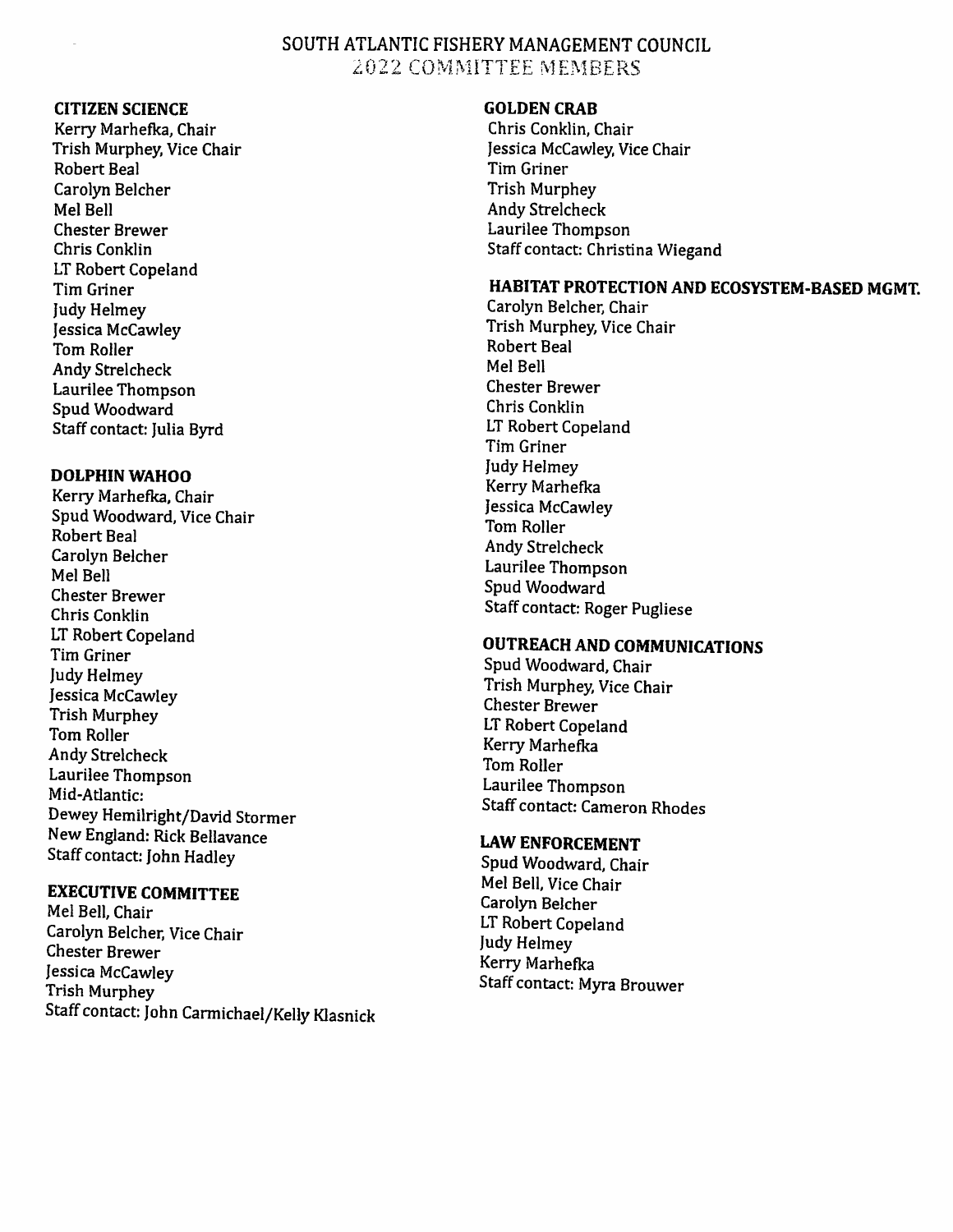# SOUTH ATLANTIC FISHERY MANAGEMENT COUNCIL
## 2022 COMMITTEE MEMBERS

**CITIZEN SCIENCE**
Kerry Marhefka, Chair
Trish Murphey, Vice Chair
Robert Beal
Carolyn Belcher
Mel Bell
Chester Brewer
Chris Conklin
LT Robert Copeland
Tim Griner
Judy Helmey
Jessica McCawley
Tom Roller
Andy Strelcheck
Laurilee Thompson
Spud Woodward
Staff contact: Julia Byrd

**DOLPHIN WAHOO**
Kerry Marhefka, Chair
Spud Woodward, Vice Chair
Robert Beal
Carolyn Belcher
Mel Bell
Chester Brewer
Chris Conklin
LT Robert Copeland
Tim Griner
Judy Helmey
Jessica McCawley
Trish Murphey
Tom Roller
Andy Strelcheck
Laurilee Thompson
Mid-Atlantic:
Dewey Hemilright/David Stormer
New England: Rick Bellavance
Staff contact: John Hadley

**EXECUTIVE COMMITTEE**
Mel Bell, Chair
Carolyn Belcher, Vice Chair
Chester Brewer
Jessica McCawley
Trish Murphey
Staff contact: John Carmichael/Kelly Klasnick

**GOLDEN CRAB**
Chris Conklin, Chair
Jessica McCawley, Vice Chair
Tim Griner
Trish Murphey
Andy Strelcheck
Laurilee Thompson
Staff contact: Christina Wiegand

**HABITAT PROTECTION AND ECOSYSTEM-BASED MGMT.**
Carolyn Belcher, Chair
Trish Murphey, Vice Chair
Robert Beal
Mel Bell
Chester Brewer
Chris Conklin
LT Robert Copeland
Tim Griner
Judy Helmey
Kerry Marhefka
Jessica McCawley
Tom Roller
Andy Strelcheck
Laurilee Thompson
Spud Woodward
Staff contact: Roger Pugliese

**OUTREACH AND COMMUNICATIONS**
Spud Woodward, Chair
Trish Murphey, Vice Chair
Chester Brewer
LT Robert Copeland
Kerry Marhefka
Tom Roller
Laurilee Thompson
Staff contact: Cameron Rhodes

**LAW ENFORCEMENT**
Spud Woodward, Chair
Mel Bell, Vice Chair
Carolyn Belcher
LT Robert Copeland
Judy Helmey
Kerry Marhefka
Staff contact: Myra Brouwer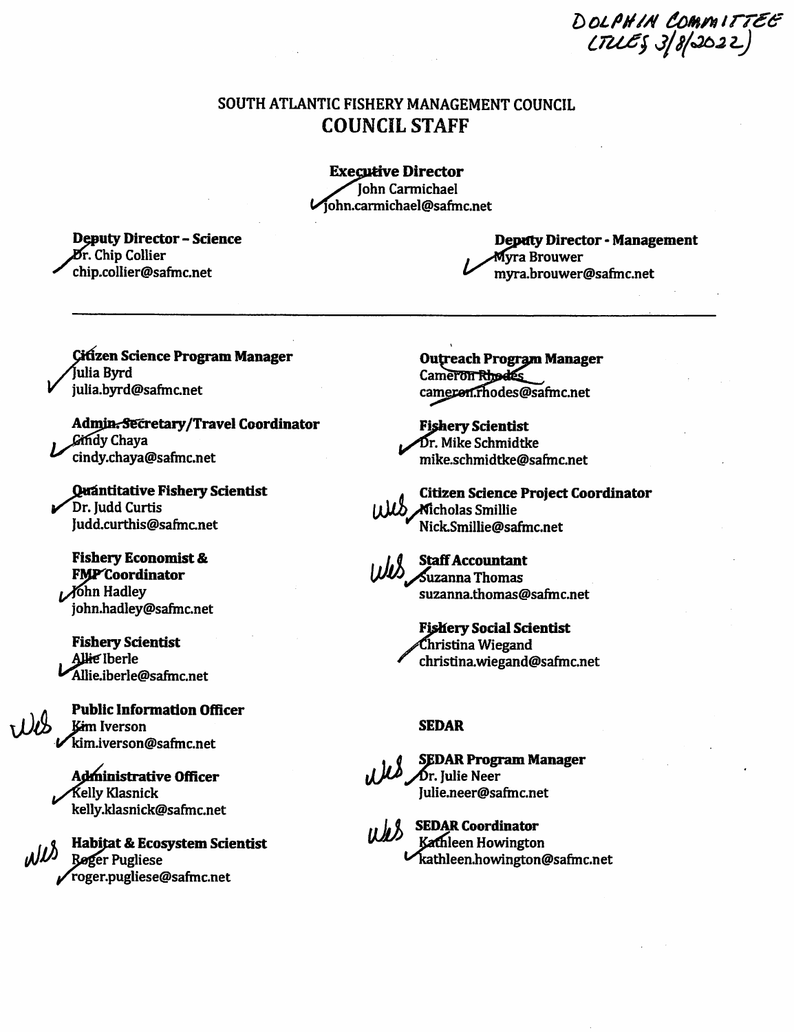DOLPHIN COMMITTEE (TUES 3/8/2022)

# SOUTH ATLANTIC FISHERY MANAGEMENT COUNCIL

## COUNCIL STAFF

**Executive Director**
John Carmichael
john.carmichael@safmc.net

**Deputy Director – Science**
Dr. Chip Collier
chip.collier@safmc.net

**Deputy Director - Management**
Myra Brouwer
myra.brouwer@safmc.net

---

**Citizen Science Program Manager**
Julia Byrd
julia.byrd@safmc.net

**Admin. Secretary/Travel Coordinator**
Cindy Chaya
cindy.chaya@safmc.net

**Quantitative Fishery Scientist**
Dr. Judd Curtis
Judd.curthis@safmc.net

**Fishery Economist & FMP Coordinator**
John Hadley
john.hadley@safmc.net

**Fishery Scientist**
Allie Iberle
Allie.iberle@safmc.net

**Public Information Officer**
Kim Iverson
kim.iverson@safmc.net

**Administrative Officer**
Kelly Klasnick
kelly.klasnick@safmc.net

**Habitat & Ecosystem Scientist**
Roger Pugliese
roger.pugliese@safmc.net

**Outreach Program Manager**
~~Cameron Rhodes~~
cameron.rhodes@safmc.net

**Fishery Scientist**
Dr. Mike Schmidtke
mike.schmidtke@safmc.net

**Citizen Science Project Coordinator**
Nicholas Smillie
Nick.Smillie@safmc.net

**Staff Accountant**
Suzanna Thomas
suzanna.thomas@safmc.net

**Fishery Social Scientist**
Christina Wiegand
christina.wiegand@safmc.net

**SEDAR**

**SEDAR Program Manager**
Dr. Julie Neer
Julie.neer@safmc.net

**SEDAR Coordinator**
Kathleen Howington
kathleen.howington@safmc.net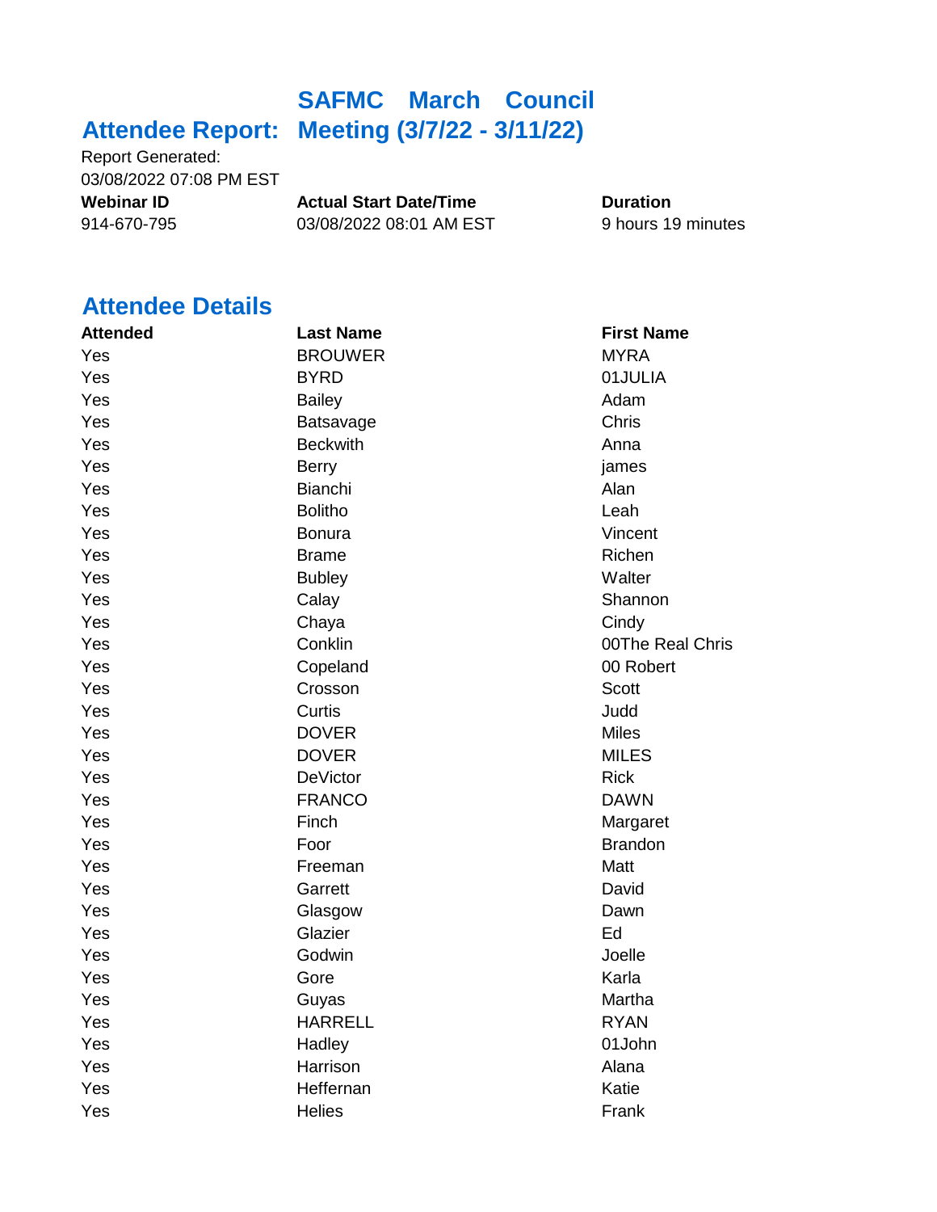# Attendee Report: SAFMC March Council Meeting (3/7/22 - 3/11/22)

Report Generated:
03/08/2022 07:08 PM EST

| Webinar ID | Actual Start Date/Time | Duration |
|---|---|---|
| 914-670-795 | 03/08/2022 08:01 AM EST | 9 hours 19 minutes |

## Attendee Details

| Attended | Last Name | First Name |
|---|---|---|
| Yes | BROUWER | MYRA |
| Yes | BYRD | 01JULIA |
| Yes | Bailey | Adam |
| Yes | Batsavage | Chris |
| Yes | Beckwith | Anna |
| Yes | Berry | james |
| Yes | Bianchi | Alan |
| Yes | Bolitho | Leah |
| Yes | Bonura | Vincent |
| Yes | Brame | Richen |
| Yes | Bubley | Walter |
| Yes | Calay | Shannon |
| Yes | Chaya | Cindy |
| Yes | Conklin | 00The Real Chris |
| Yes | Copeland | 00 Robert |
| Yes | Crosson | Scott |
| Yes | Curtis | Judd |
| Yes | DOVER | Miles |
| Yes | DOVER | MILES |
| Yes | DeVictor | Rick |
| Yes | FRANCO | DAWN |
| Yes | Finch | Margaret |
| Yes | Foor | Brandon |
| Yes | Freeman | Matt |
| Yes | Garrett | David |
| Yes | Glasgow | Dawn |
| Yes | Glazier | Ed |
| Yes | Godwin | Joelle |
| Yes | Gore | Karla |
| Yes | Guyas | Martha |
| Yes | HARRELL | RYAN |
| Yes | Hadley | 01John |
| Yes | Harrison | Alana |
| Yes | Heffernan | Katie |
| Yes | Helies | Frank |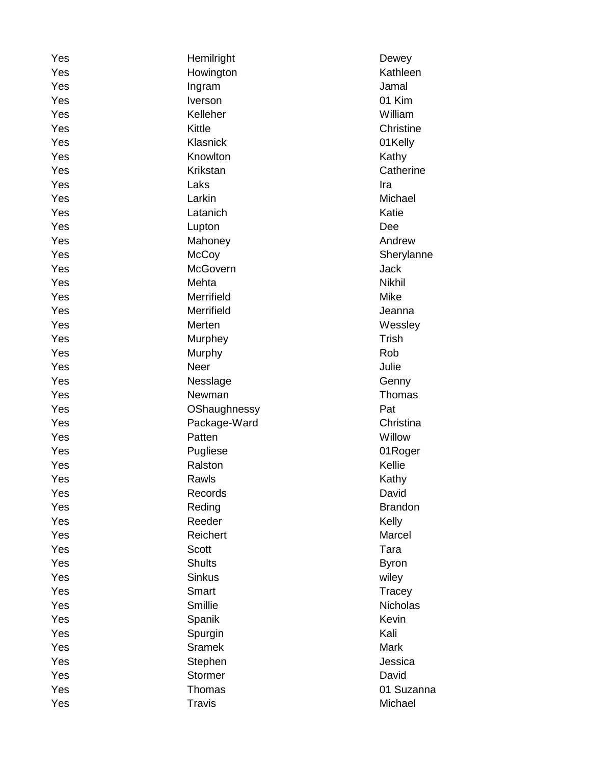| | | |
|---|---|---|
| Yes | Hemilright | Dewey |
| Yes | Howington | Kathleen |
| Yes | Ingram | Jamal |
| Yes | Iverson | 01 Kim |
| Yes | Kelleher | William |
| Yes | Kittle | Christine |
| Yes | Klasnick | 01Kelly |
| Yes | Knowlton | Kathy |
| Yes | Krikstan | Catherine |
| Yes | Laks | Ira |
| Yes | Larkin | Michael |
| Yes | Latanich | Katie |
| Yes | Lupton | Dee |
| Yes | Mahoney | Andrew |
| Yes | McCoy | Sherylanne |
| Yes | McGovern | Jack |
| Yes | Mehta | Nikhil |
| Yes | Merrifield | Mike |
| Yes | Merrifield | Jeanna |
| Yes | Merten | Wessley |
| Yes | Murphey | Trish |
| Yes | Murphy | Rob |
| Yes | Neer | Julie |
| Yes | Nesslage | Genny |
| Yes | Newman | Thomas |
| Yes | OShaughnessy | Pat |
| Yes | Package-Ward | Christina |
| Yes | Patten | Willow |
| Yes | Pugliese | 01Roger |
| Yes | Ralston | Kellie |
| Yes | Rawls | Kathy |
| Yes | Records | David |
| Yes | Reding | Brandon |
| Yes | Reeder | Kelly |
| Yes | Reichert | Marcel |
| Yes | Scott | Tara |
| Yes | Shults | Byron |
| Yes | Sinkus | wiley |
| Yes | Smart | Tracey |
| Yes | Smillie | Nicholas |
| Yes | Spanik | Kevin |
| Yes | Spurgin | Kali |
| Yes | Sramek | Mark |
| Yes | Stephen | Jessica |
| Yes | Stormer | David |
| Yes | Thomas | 01 Suzanna |
| Yes | Travis | Michael |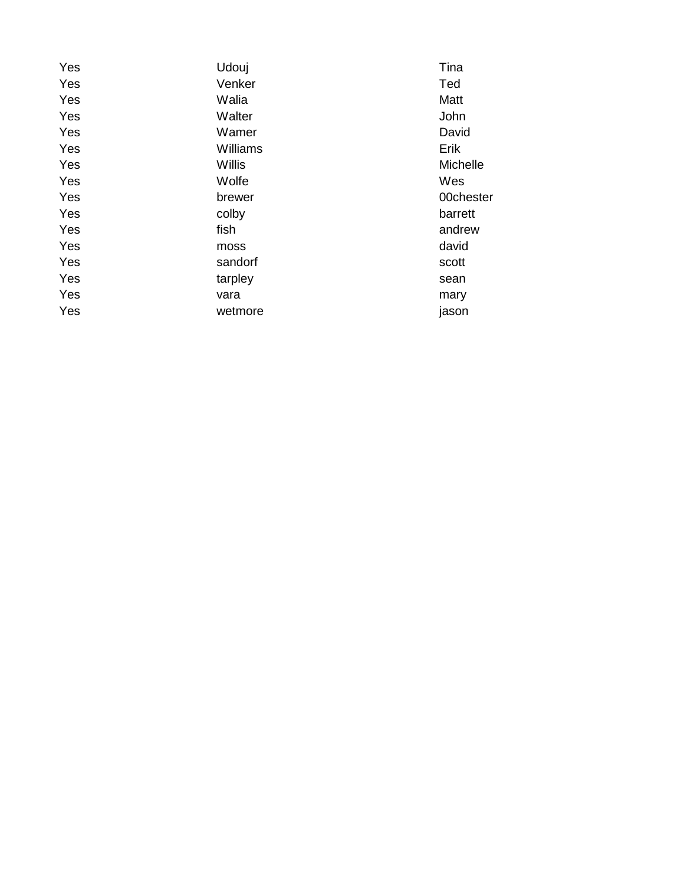| | | |
|---|---|---|
| Yes | Udouj | Tina |
| Yes | Venker | Ted |
| Yes | Walia | Matt |
| Yes | Walter | John |
| Yes | Wamer | David |
| Yes | Williams | Erik |
| Yes | Willis | Michelle |
| Yes | Wolfe | Wes |
| Yes | brewer | 00chester |
| Yes | colby | barrett |
| Yes | fish | andrew |
| Yes | moss | david |
| Yes | sandorf | scott |
| Yes | tarpley | sean |
| Yes | vara | mary |
| Yes | wetmore | jason |